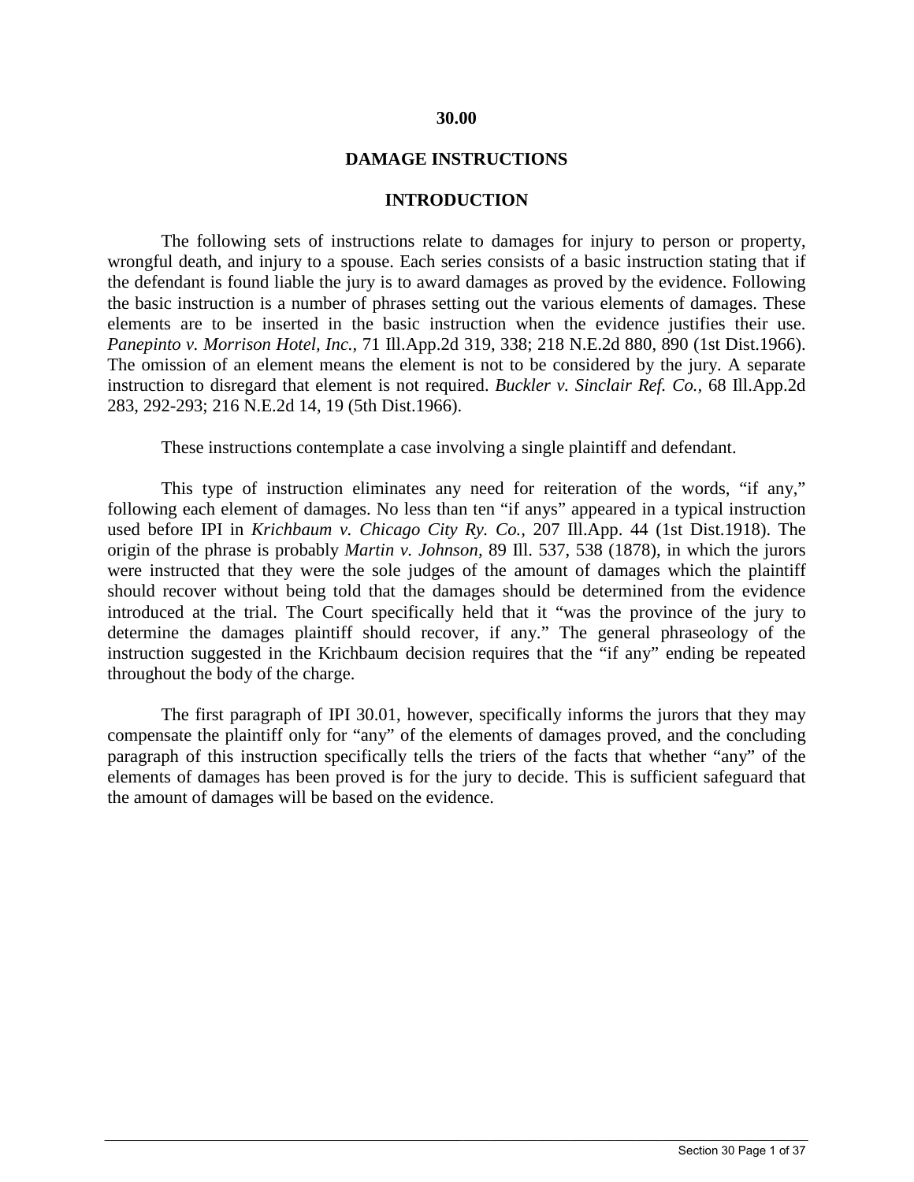# 30.00

## DAMAGE INSTRUCTIONS

### INTRODUCTION

The following sets of instructions relate to damages for injury to person or property, wrongful death, and injury to a spouse. Each series consists of a basic instruction stating that if the defendant is found liable the jury is to award damages as proved by the evidence. Following the basic instruction is a number of phrases setting out the various elements of damages. These elements are to be inserted in the basic instruction when the evidence justifies their use. *Panepinto v. Morrison Hotel, Inc.,* 71 Ill.App.2d 319, 338; 218 N.E.2d 880, 890 (1st Dist.1966). The omission of an element means the element is not to be considered by the jury. A separate instruction to disregard that element is not required. *Buckler v. Sinclair Ref. Co.,* 68 Ill.App.2d 283, 292-293; 216 N.E.2d 14, 19 (5th Dist.1966).

These instructions contemplate a case involving a single plaintiff and defendant.

This type of instruction eliminates any need for reiteration of the words, "if any," following each element of damages. No less than ten "if anys" appeared in a typical instruction used before IPI in *Krichbaum v. Chicago City Ry. Co.,* 207 Ill.App. 44 (1st Dist.1918). The origin of the phrase is probably *Martin v. Johnson,* 89 Ill. 537, 538 (1878), in which the jurors were instructed that they were the sole judges of the amount of damages which the plaintiff should recover without being told that the damages should be determined from the evidence introduced at the trial. The Court specifically held that it "was the province of the jury to determine the damages plaintiff should recover, if any." The general phraseology of the instruction suggested in the Krichbaum decision requires that the "if any" ending be repeated throughout the body of the charge.

The first paragraph of IPI 30.01, however, specifically informs the jurors that they may compensate the plaintiff only for "any" of the elements of damages proved, and the concluding paragraph of this instruction specifically tells the triers of the facts that whether "any" of the elements of damages has been proved is for the jury to decide. This is sufficient safeguard that the amount of damages will be based on the evidence.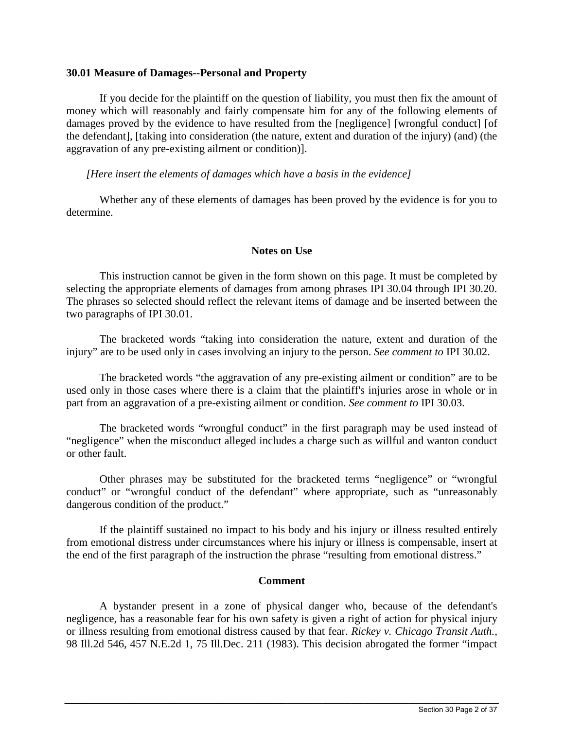**30.01 Measure of Damages--Personal and Property**

If you decide for the plaintiff on the question of liability, you must then fix the amount of money which will reasonably and fairly compensate him for any of the following elements of damages proved by the evidence to have resulted from the [negligence] [wrongful conduct] [of the defendant], [taking into consideration (the nature, extent and duration of the injury) (and) (the aggravation of any pre-existing ailment or condition)].

*[Here insert the elements of damages which have a basis in the evidence]*

Whether any of these elements of damages has been proved by the evidence is for you to determine.

**Notes on Use**

This instruction cannot be given in the form shown on this page. It must be completed by selecting the appropriate elements of damages from among phrases IPI 30.04 through IPI 30.20. The phrases so selected should reflect the relevant items of damage and be inserted between the two paragraphs of IPI 30.01.

The bracketed words "taking into consideration the nature, extent and duration of the injury" are to be used only in cases involving an injury to the person. *See comment to* IPI 30.02.

The bracketed words "the aggravation of any pre-existing ailment or condition" are to be used only in those cases where there is a claim that the plaintiff's injuries arose in whole or in part from an aggravation of a pre-existing ailment or condition. *See comment to* IPI 30.03.

The bracketed words "wrongful conduct" in the first paragraph may be used instead of "negligence" when the misconduct alleged includes a charge such as willful and wanton conduct or other fault.

Other phrases may be substituted for the bracketed terms "negligence" or "wrongful conduct" or "wrongful conduct of the defendant" where appropriate, such as "unreasonably dangerous condition of the product."

If the plaintiff sustained no impact to his body and his injury or illness resulted entirely from emotional distress under circumstances where his injury or illness is compensable, insert at the end of the first paragraph of the instruction the phrase "resulting from emotional distress."

**Comment**

A bystander present in a zone of physical danger who, because of the defendant's negligence, has a reasonable fear for his own safety is given a right of action for physical injury or illness resulting from emotional distress caused by that fear. *Rickey v. Chicago Transit Auth.*, 98 Ill.2d 546, 457 N.E.2d 1, 75 Ill.Dec. 211 (1983). This decision abrogated the former "impact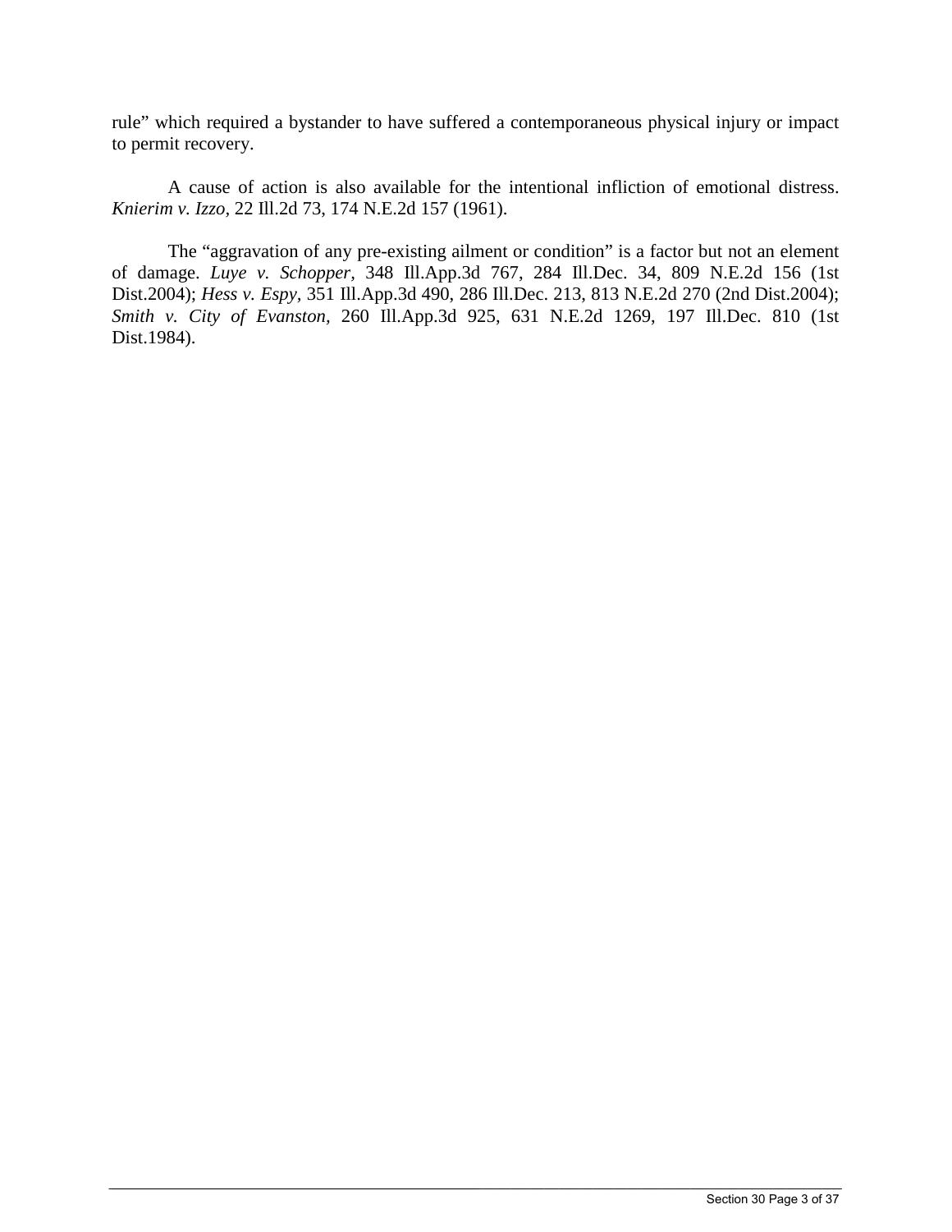rule" which required a bystander to have suffered a contemporaneous physical injury or impact to permit recovery.

A cause of action is also available for the intentional infliction of emotional distress. *Knierim v. Izzo*, 22 Ill.2d 73, 174 N.E.2d 157 (1961).

The "aggravation of any pre-existing ailment or condition" is a factor but not an element of damage. *Luye v. Schopper*, 348 Ill.App.3d 767, 284 Ill.Dec. 34, 809 N.E.2d 156 (1st Dist.2004); *Hess v. Espy*, 351 Ill.App.3d 490, 286 Ill.Dec. 213, 813 N.E.2d 270 (2nd Dist.2004); *Smith v. City of Evanston*, 260 Ill.App.3d 925, 631 N.E.2d 1269, 197 Ill.Dec. 810 (1st Dist.1984).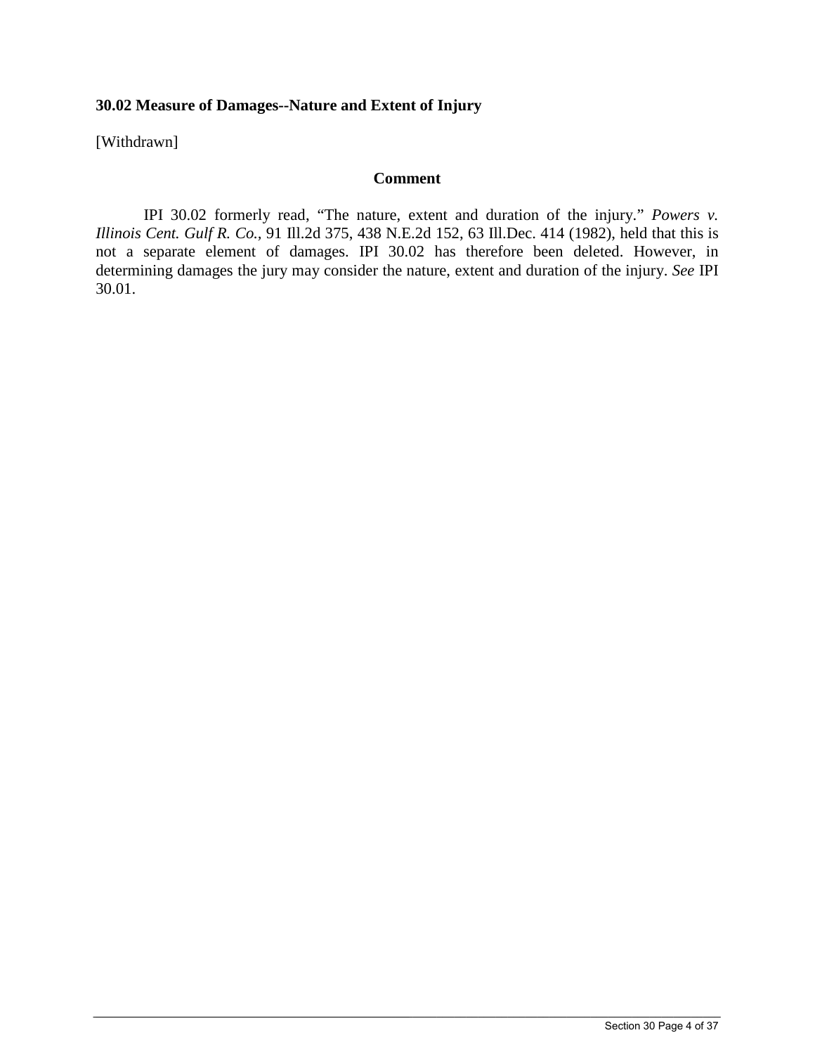## 30.02 Measure of Damages--Nature and Extent of Injury

[Withdrawn]

### Comment

IPI 30.02 formerly read, “The nature, extent and duration of the injury.” *Powers v. Illinois Cent. Gulf R. Co.*, 91 Ill.2d 375, 438 N.E.2d 152, 63 Ill.Dec. 414 (1982), held that this is not a separate element of damages. IPI 30.02 has therefore been deleted. However, in determining damages the jury may consider the nature, extent and duration of the injury. *See* IPI 30.01.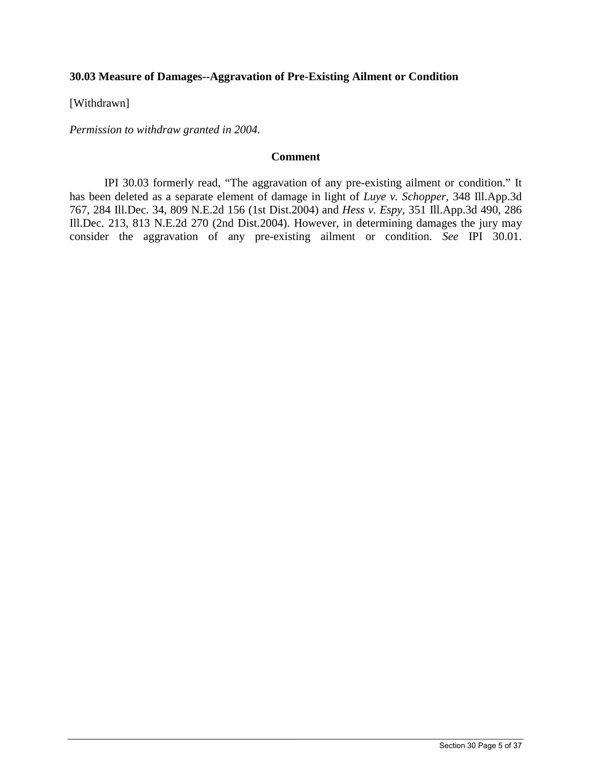**30.03 Measure of Damages--Aggravation of Pre-Existing Ailment or Condition**

[Withdrawn]

*Permission to withdraw granted in 2004.*

**Comment**

IPI 30.03 formerly read, "The aggravation of any pre-existing ailment or condition." It has been deleted as a separate element of damage in light of *Luye v. Schopper*, 348 Ill.App.3d 767, 284 Ill.Dec. 34, 809 N.E.2d 156 (1st Dist.2004) and *Hess v. Espy*, 351 Ill.App.3d 490, 286 Ill.Dec. 213, 813 N.E.2d 270 (2nd Dist.2004). However, in determining damages the jury may consider the aggravation of any pre-existing ailment or condition. *See* IPI 30.01.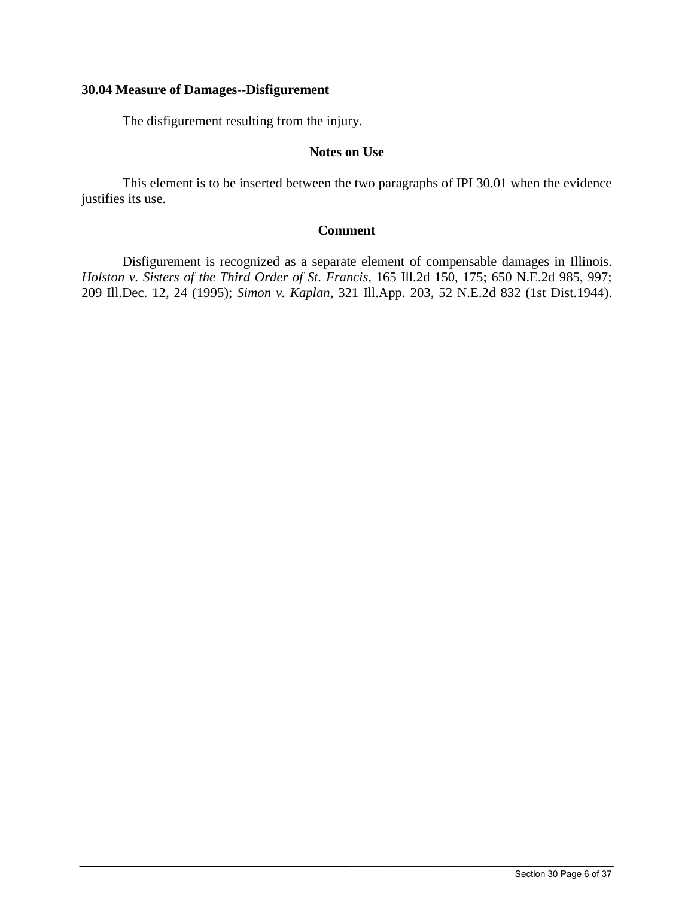## 30.04 Measure of Damages--Disfigurement

The disfigurement resulting from the injury.

### Notes on Use

This element is to be inserted between the two paragraphs of IPI 30.01 when the evidence justifies its use.

### Comment

Disfigurement is recognized as a separate element of compensable damages in Illinois. *Holston v. Sisters of the Third Order of St. Francis*, 165 Ill.2d 150, 175; 650 N.E.2d 985, 997; 209 Ill.Dec. 12, 24 (1995); *Simon v. Kaplan*, 321 Ill.App. 203, 52 N.E.2d 832 (1st Dist.1944).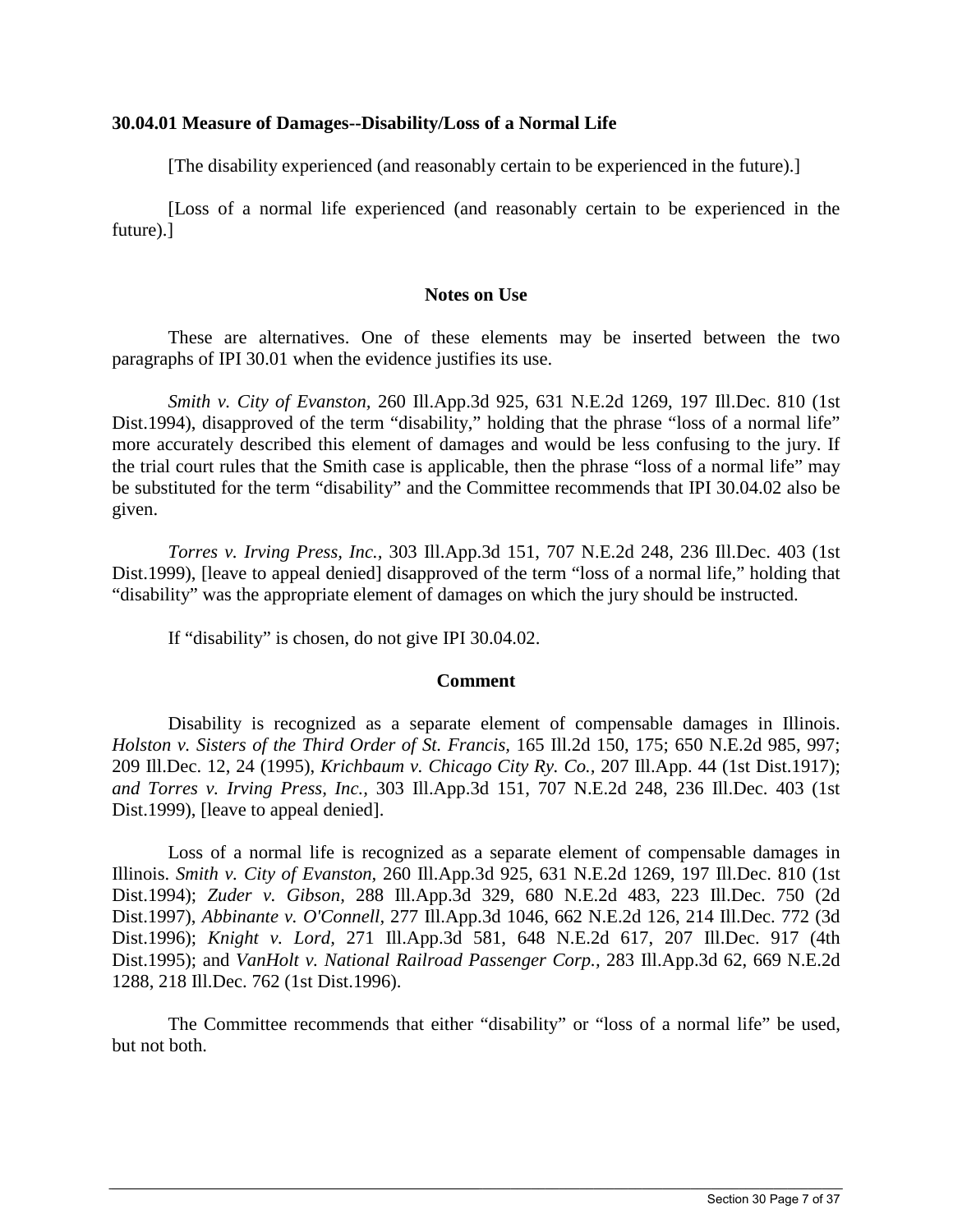### 30.04.01 Measure of Damages--Disability/Loss of a Normal Life

[The disability experienced (and reasonably certain to be experienced in the future).]

[Loss of a normal life experienced (and reasonably certain to be experienced in the future).]

#### Notes on Use

These are alternatives. One of these elements may be inserted between the two paragraphs of IPI 30.01 when the evidence justifies its use.

*Smith v. City of Evanston*, 260 Ill.App.3d 925, 631 N.E.2d 1269, 197 Ill.Dec. 810 (1st Dist.1994), disapproved of the term "disability," holding that the phrase "loss of a normal life" more accurately described this element of damages and would be less confusing to the jury. If the trial court rules that the Smith case is applicable, then the phrase "loss of a normal life" may be substituted for the term "disability" and the Committee recommends that IPI 30.04.02 also be given.

*Torres v. Irving Press, Inc.*, 303 Ill.App.3d 151, 707 N.E.2d 248, 236 Ill.Dec. 403 (1st Dist.1999), [leave to appeal denied] disapproved of the term "loss of a normal life," holding that "disability" was the appropriate element of damages on which the jury should be instructed.

If "disability" is chosen, do not give IPI 30.04.02.

#### Comment

Disability is recognized as a separate element of compensable damages in Illinois. *Holston v. Sisters of the Third Order of St. Francis*, 165 Ill.2d 150, 175; 650 N.E.2d 985, 997; 209 Ill.Dec. 12, 24 (1995), *Krichbaum v. Chicago City Ry. Co.*, 207 Ill.App. 44 (1st Dist.1917); *and Torres v. Irving Press, Inc.*, 303 Ill.App.3d 151, 707 N.E.2d 248, 236 Ill.Dec. 403 (1st Dist.1999), [leave to appeal denied].

Loss of a normal life is recognized as a separate element of compensable damages in Illinois. *Smith v. City of Evanston*, 260 Ill.App.3d 925, 631 N.E.2d 1269, 197 Ill.Dec. 810 (1st Dist.1994); *Zuder v. Gibson*, 288 Ill.App.3d 329, 680 N.E.2d 483, 223 Ill.Dec. 750 (2d Dist.1997), *Abbinante v. O'Connell*, 277 Ill.App.3d 1046, 662 N.E.2d 126, 214 Ill.Dec. 772 (3d Dist.1996); *Knight v. Lord*, 271 Ill.App.3d 581, 648 N.E.2d 617, 207 Ill.Dec. 917 (4th Dist.1995); and *VanHolt v. National Railroad Passenger Corp.*, 283 Ill.App.3d 62, 669 N.E.2d 1288, 218 Ill.Dec. 762 (1st Dist.1996).

The Committee recommends that either "disability" or "loss of a normal life" be used, but not both.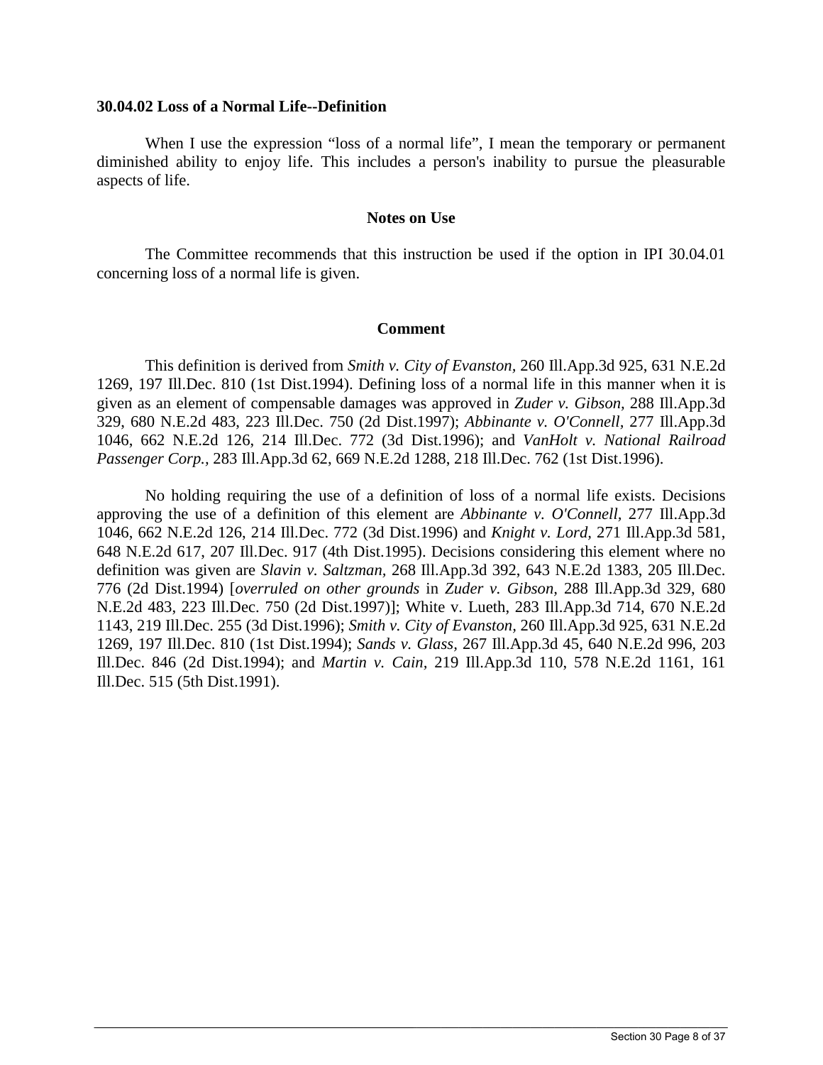**30.04.02 Loss of a Normal Life--Definition**

When I use the expression “loss of a normal life”, I mean the temporary or permanent diminished ability to enjoy life. This includes a person's inability to pursue the pleasurable aspects of life.

**Notes on Use**

The Committee recommends that this instruction be used if the option in IPI 30.04.01 concerning loss of a normal life is given.

**Comment**

This definition is derived from *Smith v. City of Evanston,* 260 Ill.App.3d 925, 631 N.E.2d 1269, 197 Ill.Dec. 810 (1st Dist.1994). Defining loss of a normal life in this manner when it is given as an element of compensable damages was approved in *Zuder v. Gibson,* 288 Ill.App.3d 329, 680 N.E.2d 483, 223 Ill.Dec. 750 (2d Dist.1997); *Abbinante v. O'Connell,* 277 Ill.App.3d 1046, 662 N.E.2d 126, 214 Ill.Dec. 772 (3d Dist.1996); and *VanHolt v. National Railroad Passenger Corp.,* 283 Ill.App.3d 62, 669 N.E.2d 1288, 218 Ill.Dec. 762 (1st Dist.1996).

No holding requiring the use of a definition of loss of a normal life exists. Decisions approving the use of a definition of this element are *Abbinante v. O'Connell,* 277 Ill.App.3d 1046, 662 N.E.2d 126, 214 Ill.Dec. 772 (3d Dist.1996) and *Knight v. Lord,* 271 Ill.App.3d 581, 648 N.E.2d 617, 207 Ill.Dec. 917 (4th Dist.1995). Decisions considering this element where no definition was given are *Slavin v. Saltzman,* 268 Ill.App.3d 392, 643 N.E.2d 1383, 205 Ill.Dec. 776 (2d Dist.1994) [*overruled on other grounds* in *Zuder v. Gibson,* 288 Ill.App.3d 329, 680 N.E.2d 483, 223 Ill.Dec. 750 (2d Dist.1997)]; White v. Lueth, 283 Ill.App.3d 714, 670 N.E.2d 1143, 219 Ill.Dec. 255 (3d Dist.1996); *Smith v. City of Evanston,* 260 Ill.App.3d 925, 631 N.E.2d 1269, 197 Ill.Dec. 810 (1st Dist.1994); *Sands v. Glass,* 267 Ill.App.3d 45, 640 N.E.2d 996, 203 Ill.Dec. 846 (2d Dist.1994); and *Martin v. Cain,* 219 Ill.App.3d 110, 578 N.E.2d 1161, 161 Ill.Dec. 515 (5th Dist.1991).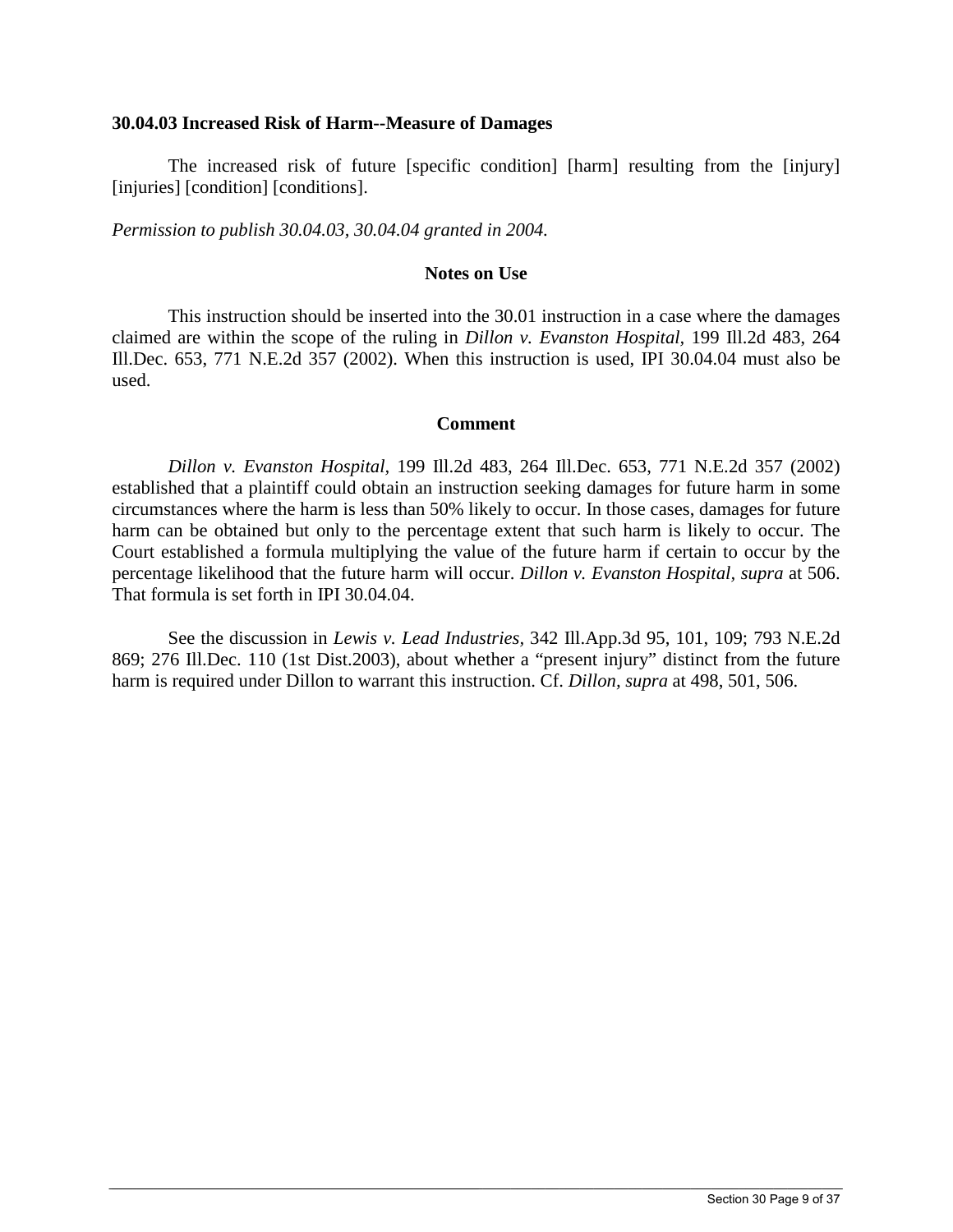**30.04.03 Increased Risk of Harm--Measure of Damages**

The increased risk of future [specific condition] [harm] resulting from the [injury] [injuries] [condition] [conditions].

*Permission to publish 30.04.03, 30.04.04 granted in 2004.*

**Notes on Use**

This instruction should be inserted into the 30.01 instruction in a case where the damages claimed are within the scope of the ruling in *Dillon v. Evanston Hospital,* 199 Ill.2d 483, 264 Ill.Dec. 653, 771 N.E.2d 357 (2002). When this instruction is used, IPI 30.04.04 must also be used.

**Comment**

*Dillon v. Evanston Hospital,* 199 Ill.2d 483, 264 Ill.Dec. 653, 771 N.E.2d 357 (2002) established that a plaintiff could obtain an instruction seeking damages for future harm in some circumstances where the harm is less than 50% likely to occur. In those cases, damages for future harm can be obtained but only to the percentage extent that such harm is likely to occur. The Court established a formula multiplying the value of the future harm if certain to occur by the percentage likelihood that the future harm will occur. *Dillon v. Evanston Hospital, supra* at 506. That formula is set forth in IPI 30.04.04.

See the discussion in *Lewis v. Lead Industries,* 342 Ill.App.3d 95, 101, 109; 793 N.E.2d 869; 276 Ill.Dec. 110 (1st Dist.2003), about whether a "present injury" distinct from the future harm is required under Dillon to warrant this instruction. Cf. *Dillon, supra* at 498, 501, 506.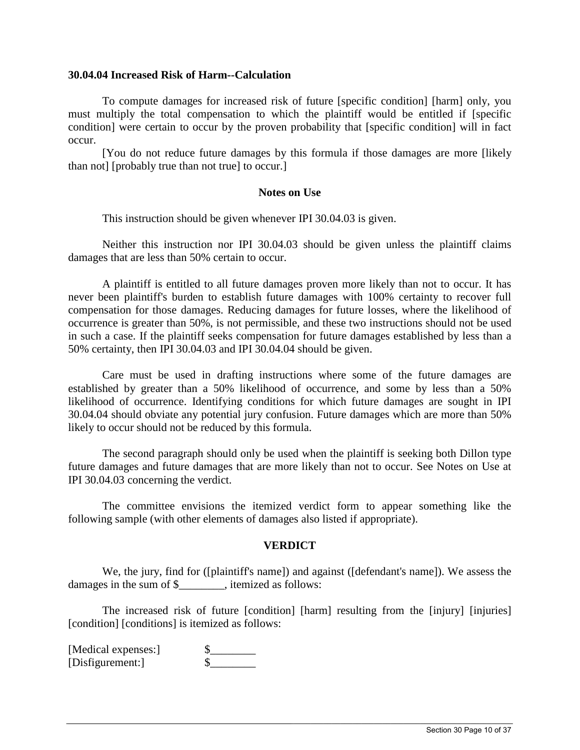### 30.04.04 Increased Risk of Harm--Calculation

To compute damages for increased risk of future [specific condition] [harm] only, you must multiply the total compensation to which the plaintiff would be entitled if [specific condition] were certain to occur by the proven probability that [specific condition] will in fact occur.

[You do not reduce future damages by this formula if those damages are more [likely than not] [probably true than not true] to occur.]

#### Notes on Use

This instruction should be given whenever IPI 30.04.03 is given.

Neither this instruction nor IPI 30.04.03 should be given unless the plaintiff claims damages that are less than 50% certain to occur.

A plaintiff is entitled to all future damages proven more likely than not to occur. It has never been plaintiff's burden to establish future damages with 100% certainty to recover full compensation for those damages. Reducing damages for future losses, where the likelihood of occurrence is greater than 50%, is not permissible, and these two instructions should not be used in such a case. If the plaintiff seeks compensation for future damages established by less than a 50% certainty, then IPI 30.04.03 and IPI 30.04.04 should be given.

Care must be used in drafting instructions where some of the future damages are established by greater than a 50% likelihood of occurrence, and some by less than a 50% likelihood of occurrence. Identifying conditions for which future damages are sought in IPI 30.04.04 should obviate any potential jury confusion. Future damages which are more than 50% likely to occur should not be reduced by this formula.

The second paragraph should only be used when the plaintiff is seeking both Dillon type future damages and future damages that are more likely than not to occur. See Notes on Use at IPI 30.04.03 concerning the verdict.

The committee envisions the itemized verdict form to appear something like the following sample (with other elements of damages also listed if appropriate).

#### VERDICT

We, the jury, find for ([plaintiff's name]) and against ([defendant's name]). We assess the damages in the sum of $________, itemized as follows:

The increased risk of future [condition] [harm] resulting from the [injury] [injuries] [condition] [conditions] is itemized as follows:

[Medical expenses:] $________

[Disfigurement:] $________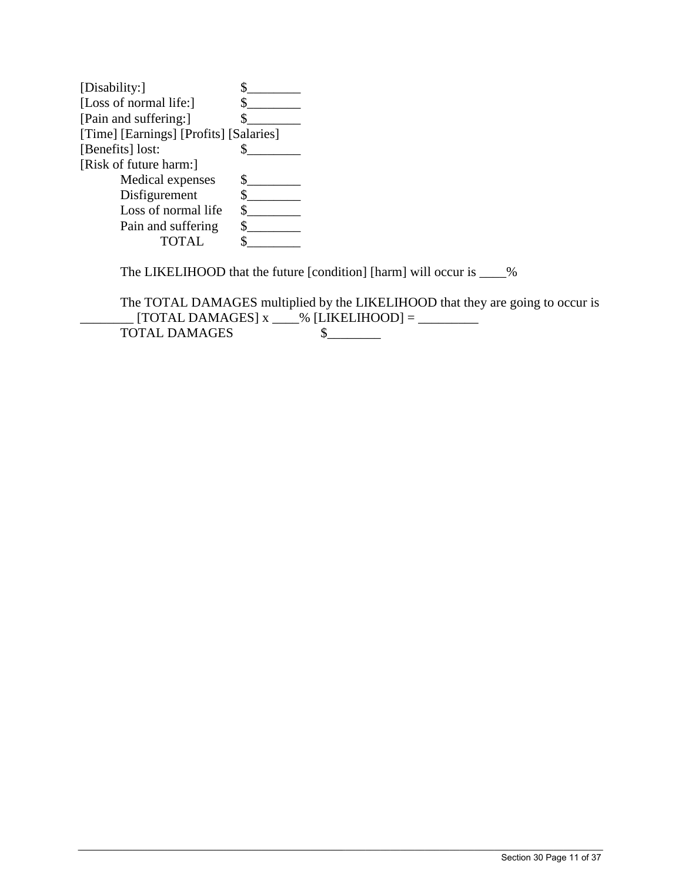[Disability:] $________

[Loss of normal life:] $________

[Pain and suffering:] $________

[Time] [Earnings] [Profits] [Salaries]

[Benefits] lost: $________

[Risk of future harm:]

Medical expenses $________

Disfigurement $________

Loss of normal life $________

Pain and suffering $________

TOTAL $________

The LIKELIHOOD that the future [condition] [harm] will occur is ____%

The TOTAL DAMAGES multiplied by the LIKELIHOOD that they are going to occur is ________ [TOTAL DAMAGES] x ____% [LIKELIHOOD] = _________

TOTAL DAMAGES $________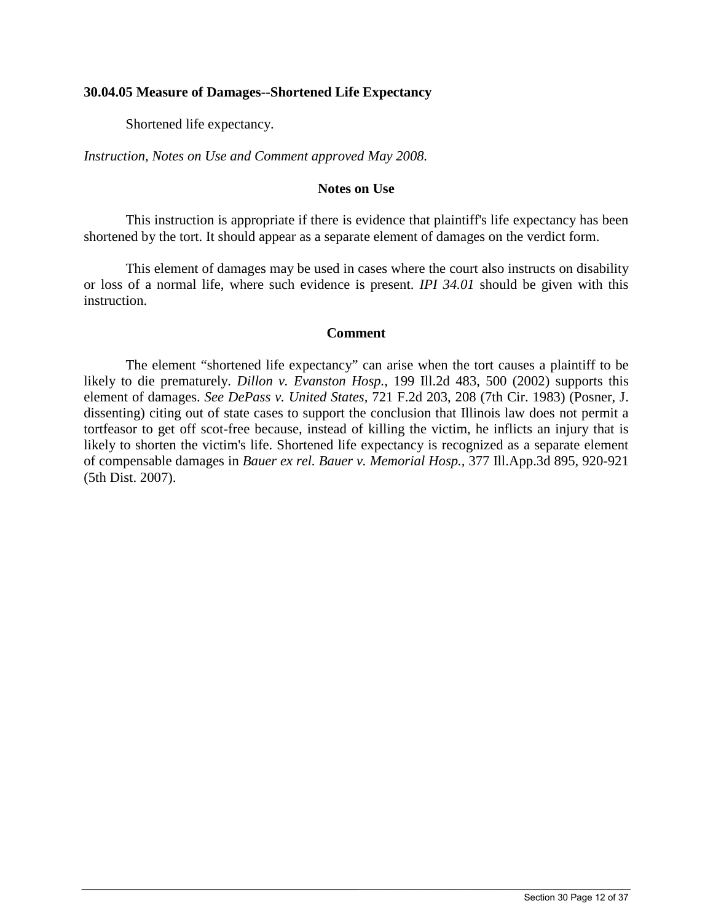### 30.04.05 Measure of Damages--Shortened Life Expectancy

Shortened life expectancy.

*Instruction, Notes on Use and Comment approved May 2008.*

**Notes on Use**

This instruction is appropriate if there is evidence that plaintiff's life expectancy has been shortened by the tort. It should appear as a separate element of damages on the verdict form.

This element of damages may be used in cases where the court also instructs on disability or loss of a normal life, where such evidence is present. *IPI 34.01* should be given with this instruction.

**Comment**

The element "shortened life expectancy" can arise when the tort causes a plaintiff to be likely to die prematurely. *Dillon v. Evanston Hosp.*, 199 Ill.2d 483, 500 (2002) supports this element of damages. *See DePass v. United States*, 721 F.2d 203, 208 (7th Cir. 1983) (Posner, J. dissenting) citing out of state cases to support the conclusion that Illinois law does not permit a tortfeasor to get off scot-free because, instead of killing the victim, he inflicts an injury that is likely to shorten the victim's life. Shortened life expectancy is recognized as a separate element of compensable damages in *Bauer ex rel. Bauer v. Memorial Hosp.*, 377 Ill.App.3d 895, 920-921 (5th Dist. 2007).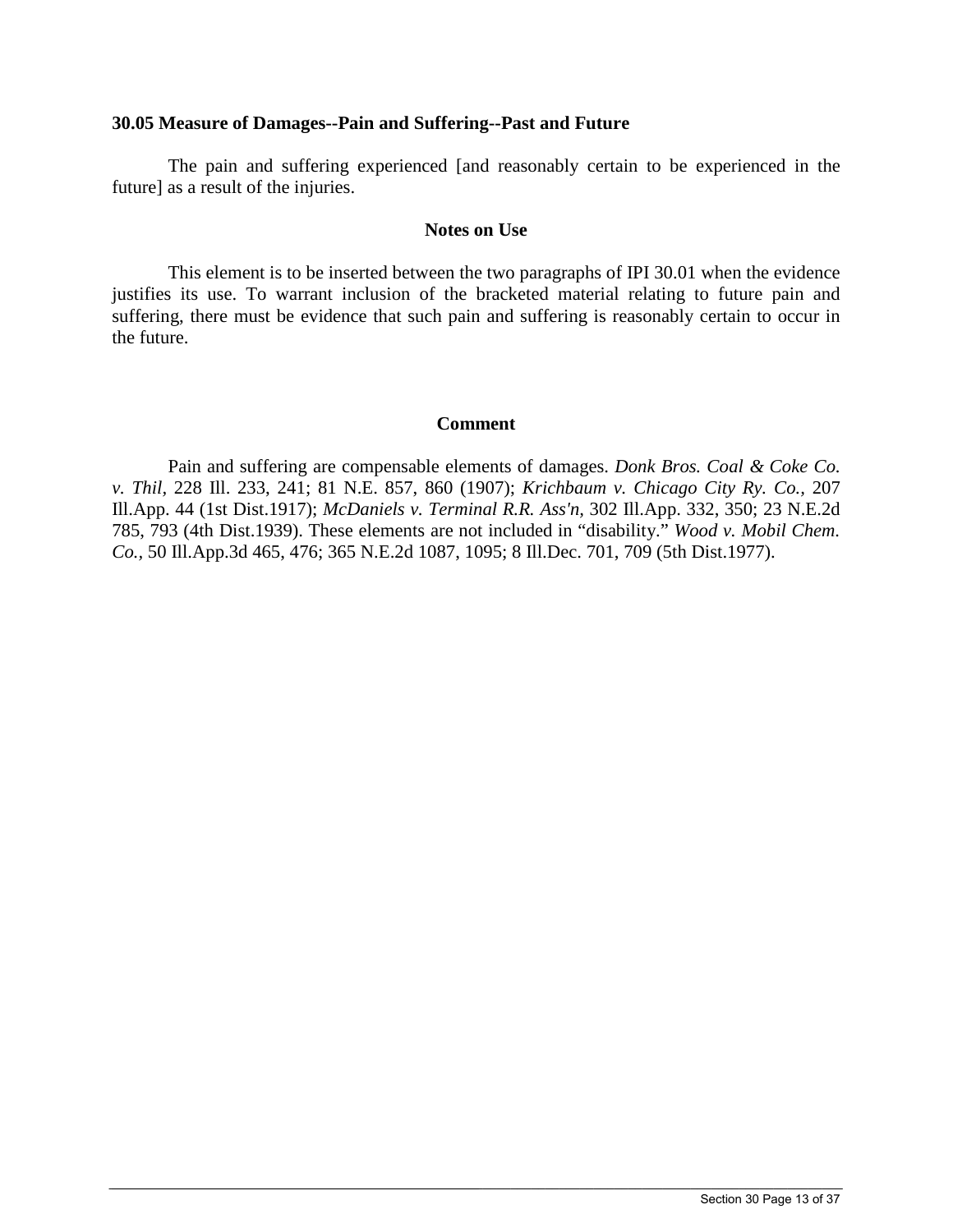### 30.05 Measure of Damages--Pain and Suffering--Past and Future

The pain and suffering experienced [and reasonably certain to be experienced in the future] as a result of the injuries.

#### Notes on Use

This element is to be inserted between the two paragraphs of IPI 30.01 when the evidence justifies its use. To warrant inclusion of the bracketed material relating to future pain and suffering, there must be evidence that such pain and suffering is reasonably certain to occur in the future.

#### Comment

Pain and suffering are compensable elements of damages. *Donk Bros. Coal & Coke Co. v. Thil,* 228 Ill. 233, 241; 81 N.E. 857, 860 (1907); *Krichbaum v. Chicago City Ry. Co.,* 207 Ill.App. 44 (1st Dist.1917); *McDaniels v. Terminal R.R. Ass'n,* 302 Ill.App. 332, 350; 23 N.E.2d 785, 793 (4th Dist.1939). These elements are not included in "disability." *Wood v. Mobil Chem. Co.,* 50 Ill.App.3d 465, 476; 365 N.E.2d 1087, 1095; 8 Ill.Dec. 701, 709 (5th Dist.1977).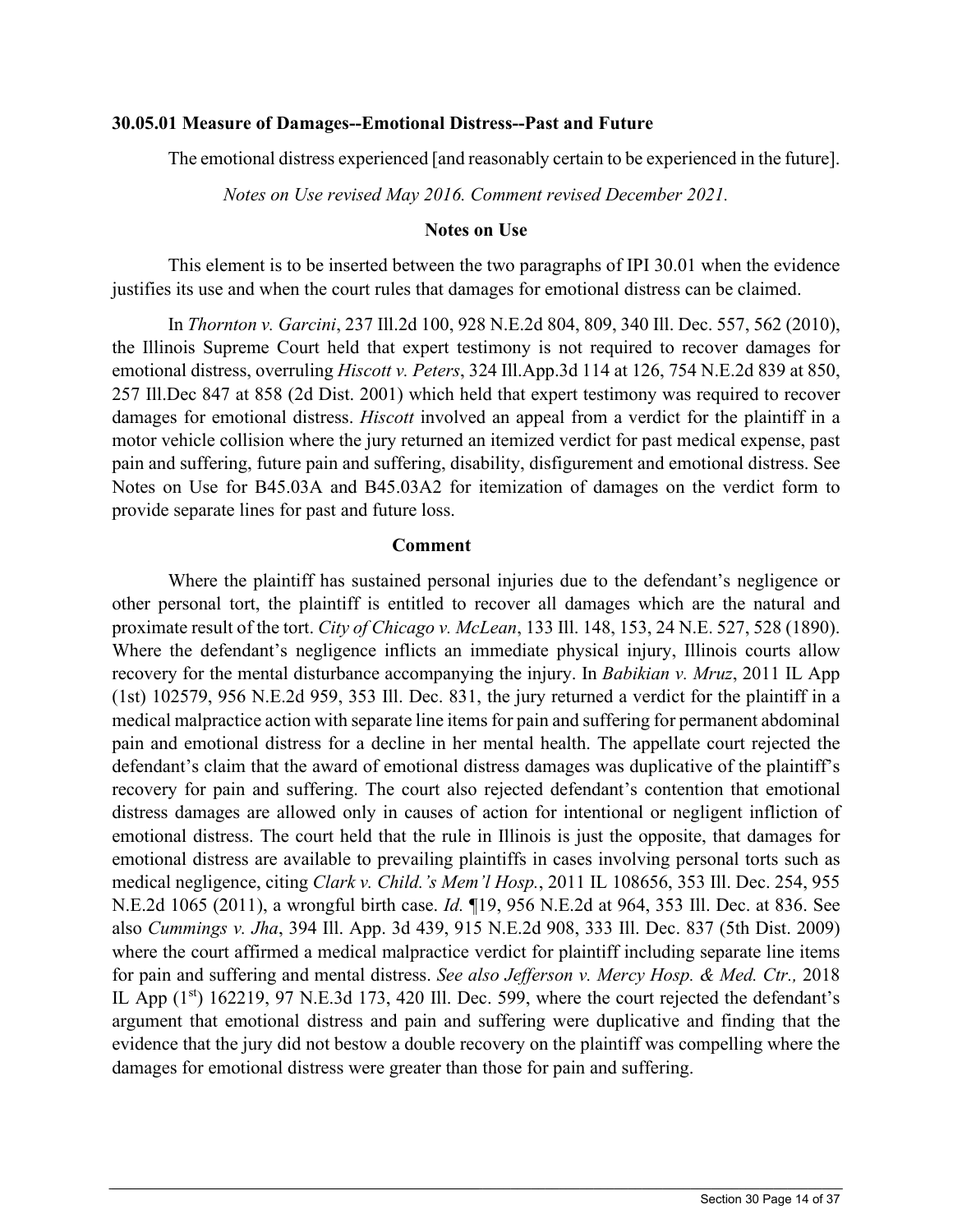### 30.05.01 Measure of Damages--Emotional Distress--Past and Future

The emotional distress experienced [and reasonably certain to be experienced in the future].

*Notes on Use revised May 2016. Comment revised December 2021.*

#### Notes on Use

This element is to be inserted between the two paragraphs of IPI 30.01 when the evidence justifies its use and when the court rules that damages for emotional distress can be claimed.

In *Thornton v. Garcini*, 237 Ill.2d 100, 928 N.E.2d 804, 809, 340 Ill. Dec. 557, 562 (2010), the Illinois Supreme Court held that expert testimony is not required to recover damages for emotional distress, overruling *Hiscott v. Peters*, 324 Ill.App.3d 114 at 126, 754 N.E.2d 839 at 850, 257 Ill.Dec 847 at 858 (2d Dist. 2001) which held that expert testimony was required to recover damages for emotional distress. *Hiscott* involved an appeal from a verdict for the plaintiff in a motor vehicle collision where the jury returned an itemized verdict for past medical expense, past pain and suffering, future pain and suffering, disability, disfigurement and emotional distress. See Notes on Use for B45.03A and B45.03A2 for itemization of damages on the verdict form to provide separate lines for past and future loss.

#### Comment

Where the plaintiff has sustained personal injuries due to the defendant's negligence or other personal tort, the plaintiff is entitled to recover all damages which are the natural and proximate result of the tort. *City of Chicago v. McLean*, 133 Ill. 148, 153, 24 N.E. 527, 528 (1890). Where the defendant's negligence inflicts an immediate physical injury, Illinois courts allow recovery for the mental disturbance accompanying the injury. In *Babikian v. Mruz*, 2011 IL App (1st) 102579, 956 N.E.2d 959, 353 Ill. Dec. 831, the jury returned a verdict for the plaintiff in a medical malpractice action with separate line items for pain and suffering for permanent abdominal pain and emotional distress for a decline in her mental health. The appellate court rejected the defendant's claim that the award of emotional distress damages was duplicative of the plaintiff's recovery for pain and suffering. The court also rejected defendant's contention that emotional distress damages are allowed only in causes of action for intentional or negligent infliction of emotional distress. The court held that the rule in Illinois is just the opposite, that damages for emotional distress are available to prevailing plaintiffs in cases involving personal torts such as medical negligence, citing *Clark v. Child.'s Mem'l Hosp.*, 2011 IL 108656, 353 Ill. Dec. 254, 955 N.E.2d 1065 (2011), a wrongful birth case. *Id.* ¶19, 956 N.E.2d at 964, 353 Ill. Dec. at 836. See also *Cummings v. Jha*, 394 Ill. App. 3d 439, 915 N.E.2d 908, 333 Ill. Dec. 837 (5th Dist. 2009) where the court affirmed a medical malpractice verdict for plaintiff including separate line items for pain and suffering and mental distress. *See also Jefferson v. Mercy Hosp. & Med. Ctr.,* 2018 IL App (1st) 162219, 97 N.E.3d 173, 420 Ill. Dec. 599, where the court rejected the defendant's argument that emotional distress and pain and suffering were duplicative and finding that the evidence that the jury did not bestow a double recovery on the plaintiff was compelling where the damages for emotional distress were greater than those for pain and suffering.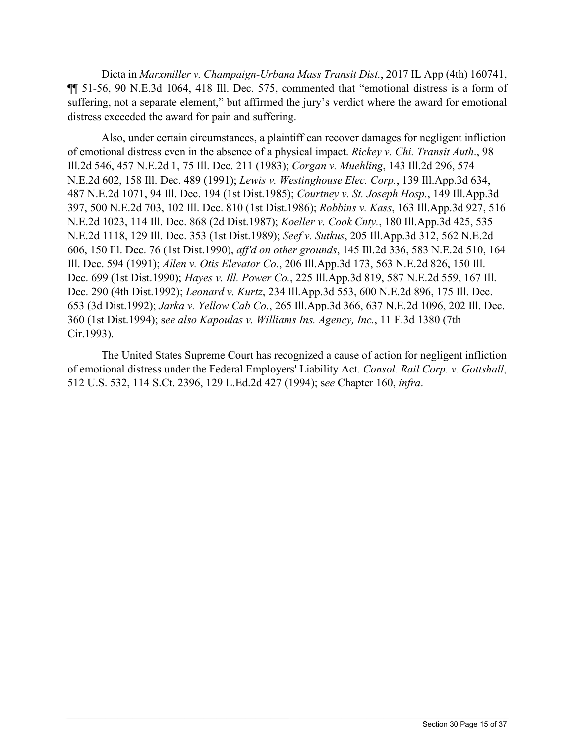Dicta in *Marxmiller v. Champaign-Urbana Mass Transit Dist.*, 2017 IL App (4th) 160741, ¶¶ 51-56, 90 N.E.3d 1064, 418 Ill. Dec. 575, commented that "emotional distress is a form of suffering, not a separate element," but affirmed the jury's verdict where the award for emotional distress exceeded the award for pain and suffering.

Also, under certain circumstances, a plaintiff can recover damages for negligent infliction of emotional distress even in the absence of a physical impact. *Rickey v. Chi. Transit Auth*., 98 Ill.2d 546, 457 N.E.2d 1, 75 Ill. Dec. 211 (1983); *Corgan v. Muehling*, 143 Ill.2d 296, 574 N.E.2d 602, 158 Ill. Dec. 489 (1991); *Lewis v. Westinghouse Elec. Corp.*, 139 Ill.App.3d 634, 487 N.E.2d 1071, 94 Ill. Dec. 194 (1st Dist.1985); *Courtney v. St. Joseph Hosp.*, 149 Ill.App.3d 397, 500 N.E.2d 703, 102 Ill. Dec. 810 (1st Dist.1986); *Robbins v. Kass*, 163 Ill.App.3d 927, 516 N.E.2d 1023, 114 Ill. Dec. 868 (2d Dist.1987); *Koeller v. Cook Cnty.*, 180 Ill.App.3d 425, 535 N.E.2d 1118, 129 Ill. Dec. 353 (1st Dist.1989); *Seef v. Sutkus*, 205 Ill.App.3d 312, 562 N.E.2d 606, 150 Ill. Dec. 76 (1st Dist.1990), *aff'd on other grounds*, 145 Ill.2d 336, 583 N.E.2d 510, 164 Ill. Dec. 594 (1991); *Allen v. Otis Elevator Co.*, 206 Ill.App.3d 173, 563 N.E.2d 826, 150 Ill. Dec. 699 (1st Dist.1990); *Hayes v. Ill. Power Co.*, 225 Ill.App.3d 819, 587 N.E.2d 559, 167 Ill. Dec. 290 (4th Dist.1992); *Leonard v. Kurtz*, 234 Ill.App.3d 553, 600 N.E.2d 896, 175 Ill. Dec. 653 (3d Dist.1992); *Jarka v. Yellow Cab Co.*, 265 Ill.App.3d 366, 637 N.E.2d 1096, 202 Ill. Dec. 360 (1st Dist.1994); s*ee also Kapoulas v. Williams Ins. Agency, Inc.*, 11 F.3d 1380 (7th Cir.1993).

The United States Supreme Court has recognized a cause of action for negligent infliction of emotional distress under the Federal Employers' Liability Act. *Consol. Rail Corp. v. Gottshall*, 512 U.S. 532, 114 S.Ct. 2396, 129 L.Ed.2d 427 (1994); s*ee* Chapter 160, *infra*.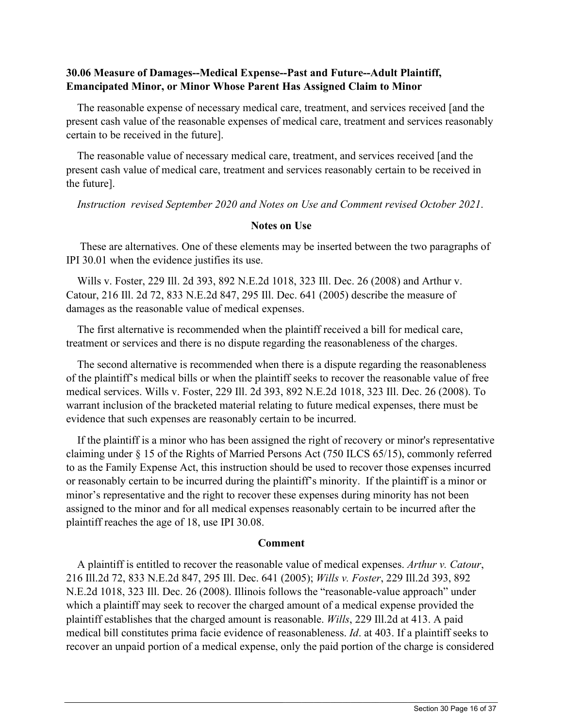### 30.06 Measure of Damages--Medical Expense--Past and Future--Adult Plaintiff, Emancipated Minor, or Minor Whose Parent Has Assigned Claim to Minor

The reasonable expense of necessary medical care, treatment, and services received [and the present cash value of the reasonable expenses of medical care, treatment and services reasonably certain to be received in the future].

The reasonable value of necessary medical care, treatment, and services received [and the present cash value of medical care, treatment and services reasonably certain to be received in the future].

*Instruction revised September 2020 and Notes on Use and Comment revised October 2021.*

#### Notes on Use

These are alternatives. One of these elements may be inserted between the two paragraphs of IPI 30.01 when the evidence justifies its use.

Wills v. Foster, 229 Ill. 2d 393, 892 N.E.2d 1018, 323 Ill. Dec. 26 (2008) and Arthur v. Catour, 216 Ill. 2d 72, 833 N.E.2d 847, 295 Ill. Dec. 641 (2005) describe the measure of damages as the reasonable value of medical expenses.

The first alternative is recommended when the plaintiff received a bill for medical care, treatment or services and there is no dispute regarding the reasonableness of the charges.

The second alternative is recommended when there is a dispute regarding the reasonableness of the plaintiff's medical bills or when the plaintiff seeks to recover the reasonable value of free medical services. Wills v. Foster, 229 Ill. 2d 393, 892 N.E.2d 1018, 323 Ill. Dec. 26 (2008). To warrant inclusion of the bracketed material relating to future medical expenses, there must be evidence that such expenses are reasonably certain to be incurred.

If the plaintiff is a minor who has been assigned the right of recovery or minor's representative claiming under § 15 of the Rights of Married Persons Act (750 ILCS 65/15), commonly referred to as the Family Expense Act, this instruction should be used to recover those expenses incurred or reasonably certain to be incurred during the plaintiff's minority. If the plaintiff is a minor or minor's representative and the right to recover these expenses during minority has not been assigned to the minor and for all medical expenses reasonably certain to be incurred after the plaintiff reaches the age of 18, use IPI 30.08.

#### Comment

A plaintiff is entitled to recover the reasonable value of medical expenses. *Arthur v. Catour*, 216 Ill.2d 72, 833 N.E.2d 847, 295 Ill. Dec. 641 (2005); *Wills v. Foster*, 229 Ill.2d 393, 892 N.E.2d 1018, 323 Ill. Dec. 26 (2008). Illinois follows the "reasonable-value approach" under which a plaintiff may seek to recover the charged amount of a medical expense provided the plaintiff establishes that the charged amount is reasonable. *Wills*, 229 Ill.2d at 413. A paid medical bill constitutes prima facie evidence of reasonableness. *Id*. at 403. If a plaintiff seeks to recover an unpaid portion of a medical expense, only the paid portion of the charge is considered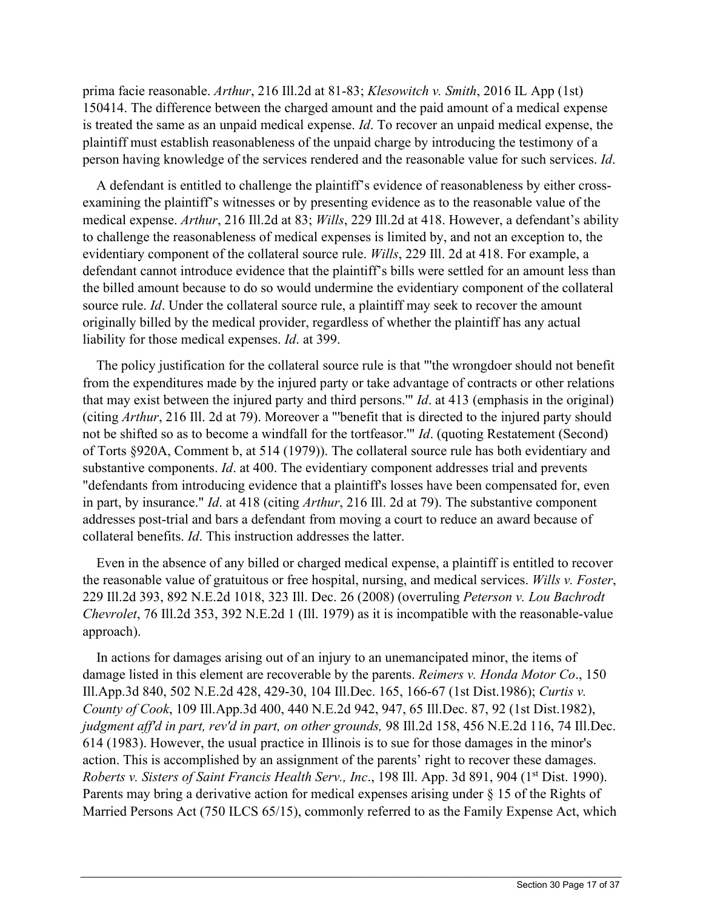prima facie reasonable. *Arthur*, 216 Ill.2d at 81-83; *Klesowitch v. Smith*, 2016 IL App (1st) 150414. The difference between the charged amount and the paid amount of a medical expense is treated the same as an unpaid medical expense. *Id*. To recover an unpaid medical expense, the plaintiff must establish reasonableness of the unpaid charge by introducing the testimony of a person having knowledge of the services rendered and the reasonable value for such services. *Id*.

A defendant is entitled to challenge the plaintiff's evidence of reasonableness by either cross-examining the plaintiff's witnesses or by presenting evidence as to the reasonable value of the medical expense. *Arthur*, 216 Ill.2d at 83; *Wills*, 229 Ill.2d at 418. However, a defendant's ability to challenge the reasonableness of medical expenses is limited by, and not an exception to, the evidentiary component of the collateral source rule. *Wills*, 229 Ill. 2d at 418. For example, a defendant cannot introduce evidence that the plaintiff's bills were settled for an amount less than the billed amount because to do so would undermine the evidentiary component of the collateral source rule. *Id*. Under the collateral source rule, a plaintiff may seek to recover the amount originally billed by the medical provider, regardless of whether the plaintiff has any actual liability for those medical expenses. *Id*. at 399.

The policy justification for the collateral source rule is that "'the wrongdoer should not benefit from the expenditures made by the injured party or take advantage of contracts or other relations that may exist between the injured party and third persons.'" *Id*. at 413 (emphasis in the original) (citing *Arthur*, 216 Ill. 2d at 79). Moreover a "'benefit that is directed to the injured party should not be shifted so as to become a windfall for the tortfeasor.'" *Id*. (quoting Restatement (Second) of Torts §920A, Comment b, at 514 (1979)). The collateral source rule has both evidentiary and substantive components. *Id*. at 400. The evidentiary component addresses trial and prevents "defendants from introducing evidence that a plaintiff's losses have been compensated for, even in part, by insurance." *Id*. at 418 (citing *Arthur*, 216 Ill. 2d at 79). The substantive component addresses post-trial and bars a defendant from moving a court to reduce an award because of collateral benefits. *Id*. This instruction addresses the latter.

Even in the absence of any billed or charged medical expense, a plaintiff is entitled to recover the reasonable value of gratuitous or free hospital, nursing, and medical services. *Wills v. Foster*, 229 Ill.2d 393, 892 N.E.2d 1018, 323 Ill. Dec. 26 (2008) (overruling *Peterson v. Lou Bachrodt Chevrolet*, 76 Ill.2d 353, 392 N.E.2d 1 (Ill. 1979) as it is incompatible with the reasonable-value approach).

In actions for damages arising out of an injury to an unemancipated minor, the items of damage listed in this element are recoverable by the parents. *Reimers v. Honda Motor Co*., 150 Ill.App.3d 840, 502 N.E.2d 428, 429-30, 104 Ill.Dec. 165, 166-67 (1st Dist.1986); *Curtis v. County of Cook*, 109 Ill.App.3d 400, 440 N.E.2d 942, 947, 65 Ill.Dec. 87, 92 (1st Dist.1982), *judgment aff'd in part, rev'd in part, on other grounds,* 98 Ill.2d 158, 456 N.E.2d 116, 74 Ill.Dec. 614 (1983). However, the usual practice in Illinois is to sue for those damages in the minor's action. This is accomplished by an assignment of the parents' right to recover these damages. *Roberts v. Sisters of Saint Francis Health Serv., Inc*., 198 Ill. App. 3d 891, 904 (1st Dist. 1990). Parents may bring a derivative action for medical expenses arising under § 15 of the Rights of Married Persons Act (750 ILCS 65/15), commonly referred to as the Family Expense Act, which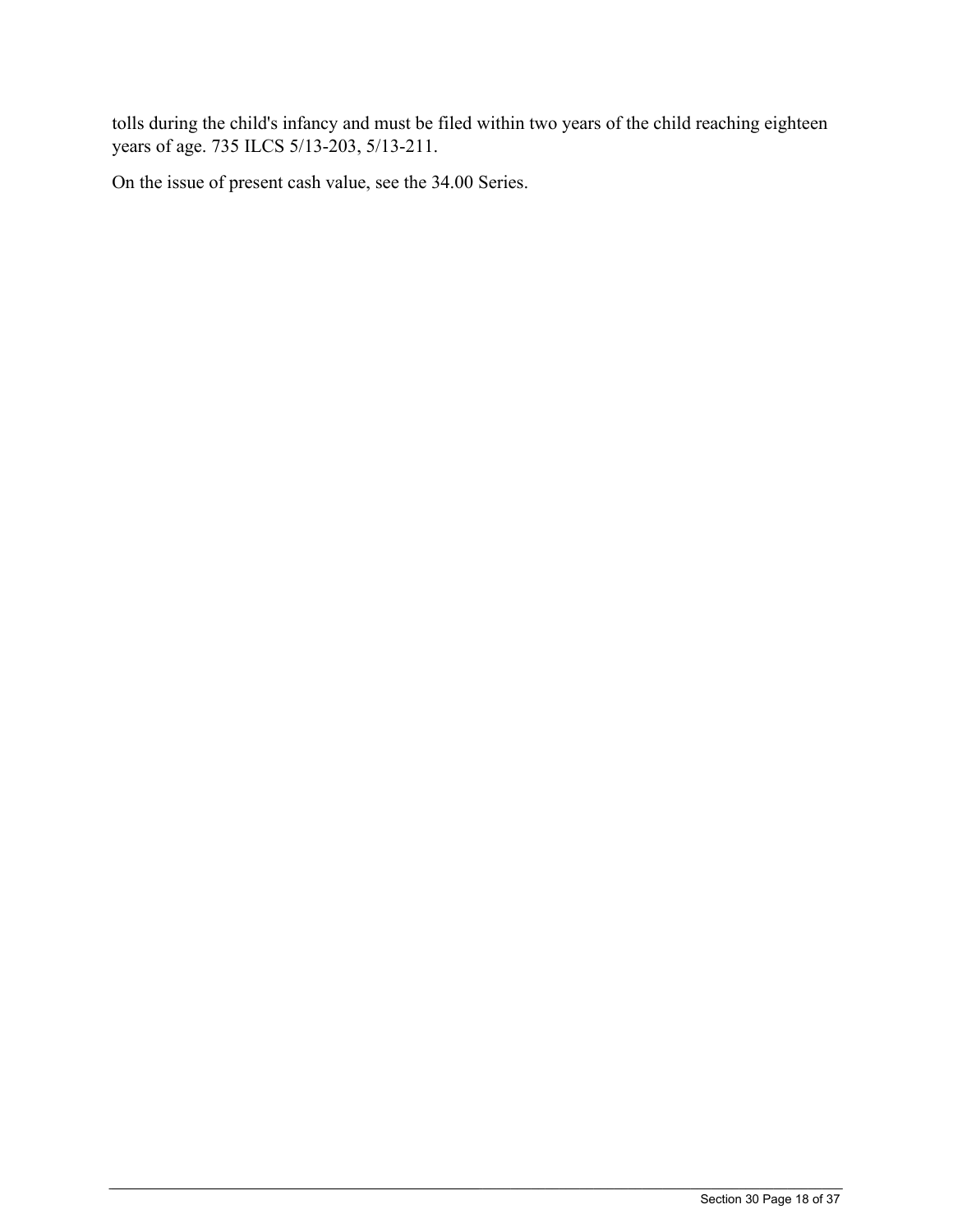tolls during the child's infancy and must be filed within two years of the child reaching eighteen years of age. 735 ILCS 5/13-203, 5/13-211.

On the issue of present cash value, see the 34.00 Series.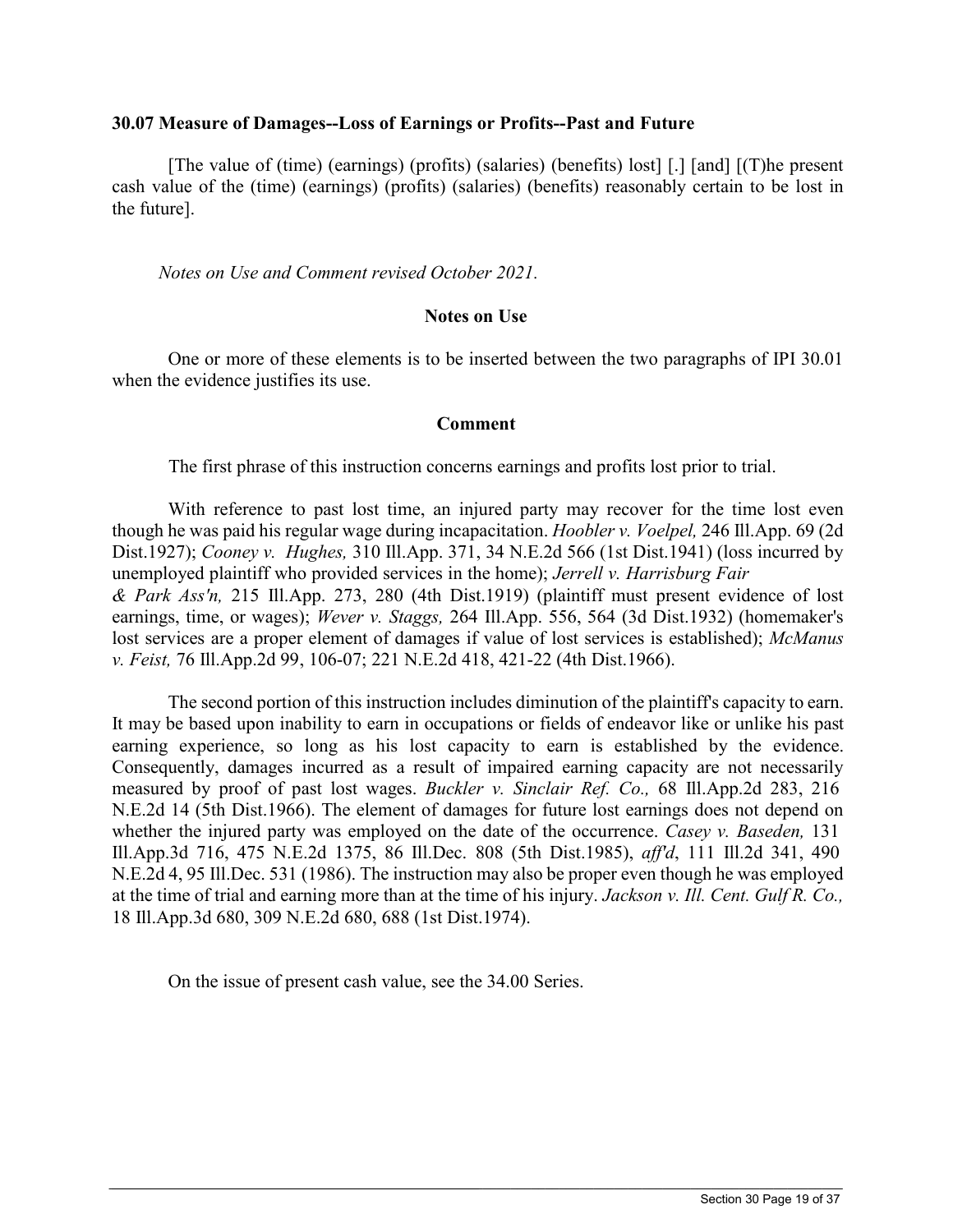**30.07 Measure of Damages--Loss of Earnings or Profits--Past and Future**

[The value of (time) (earnings) (profits) (salaries) (benefits) lost] [.] [and] [(T)he present cash value of the (time) (earnings) (profits) (salaries) (benefits) reasonably certain to be lost in the future].

*Notes on Use and Comment revised October 2021.*

**Notes on Use**

One or more of these elements is to be inserted between the two paragraphs of IPI 30.01 when the evidence justifies its use.

**Comment**

The first phrase of this instruction concerns earnings and profits lost prior to trial.

With reference to past lost time, an injured party may recover for the time lost even though he was paid his regular wage during incapacitation. *Hoobler v. Voelpel,* 246 Ill.App. 69 (2d Dist.1927); *Cooney v. Hughes,* 310 Ill.App. 371, 34 N.E.2d 566 (1st Dist.1941) (loss incurred by unemployed plaintiff who provided services in the home); *Jerrell v. Harrisburg Fair & Park Ass'n,* 215 Ill.App. 273, 280 (4th Dist.1919) (plaintiff must present evidence of lost earnings, time, or wages); *Wever v. Staggs,* 264 Ill.App. 556, 564 (3d Dist.1932) (homemaker's lost services are a proper element of damages if value of lost services is established); *McManus v. Feist,* 76 Ill.App.2d 99, 106-07; 221 N.E.2d 418, 421-22 (4th Dist.1966).

The second portion of this instruction includes diminution of the plaintiff's capacity to earn. It may be based upon inability to earn in occupations or fields of endeavor like or unlike his past earning experience, so long as his lost capacity to earn is established by the evidence. Consequently, damages incurred as a result of impaired earning capacity are not necessarily measured by proof of past lost wages. *Buckler v. Sinclair Ref. Co.,* 68 Ill.App.2d 283, 216 N.E.2d 14 (5th Dist.1966). The element of damages for future lost earnings does not depend on whether the injured party was employed on the date of the occurrence. *Casey v. Baseden,* 131 Ill.App.3d 716, 475 N.E.2d 1375, 86 Ill.Dec. 808 (5th Dist.1985), *aff'd*, 111 Ill.2d 341, 490 N.E.2d 4, 95 Ill.Dec. 531 (1986). The instruction may also be proper even though he was employed at the time of trial and earning more than at the time of his injury. *Jackson v. Ill. Cent. Gulf R. Co.,* 18 Ill.App.3d 680, 309 N.E.2d 680, 688 (1st Dist.1974).

On the issue of present cash value, see the 34.00 Series.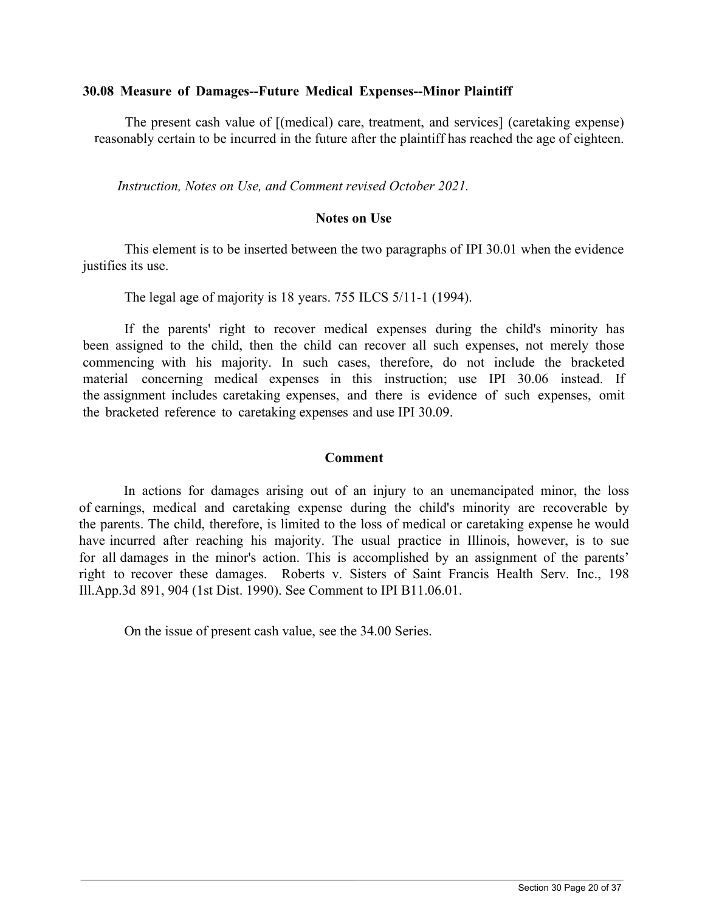**30.08 Measure of Damages--Future Medical Expenses--Minor Plaintiff**

The present cash value of [(medical) care, treatment, and services] (caretaking expense) reasonably certain to be incurred in the future after the plaintiff has reached the age of eighteen.

*Instruction, Notes on Use, and Comment revised October 2021.*

**Notes on Use**

This element is to be inserted between the two paragraphs of IPI 30.01 when the evidence justifies its use.

The legal age of majority is 18 years. 755 ILCS 5/11-1 (1994).

If the parents' right to recover medical expenses during the child's minority has been assigned to the child, then the child can recover all such expenses, not merely those commencing with his majority. In such cases, therefore, do not include the bracketed material concerning medical expenses in this instruction; use IPI 30.06 instead. If the assignment includes caretaking expenses, and there is evidence of such expenses, omit the bracketed reference to caretaking expenses and use IPI 30.09.

**Comment**

In actions for damages arising out of an injury to an unemancipated minor, the loss of earnings, medical and caretaking expense during the child's minority are recoverable by the parents. The child, therefore, is limited to the loss of medical or caretaking expense he would have incurred after reaching his majority. The usual practice in Illinois, however, is to sue for all damages in the minor's action. This is accomplished by an assignment of the parents' right to recover these damages. Roberts v. Sisters of Saint Francis Health Serv. Inc., 198 Ill.App.3d 891, 904 (1st Dist. 1990). See Comment to IPI B11.06.01.

On the issue of present cash value, see the 34.00 Series.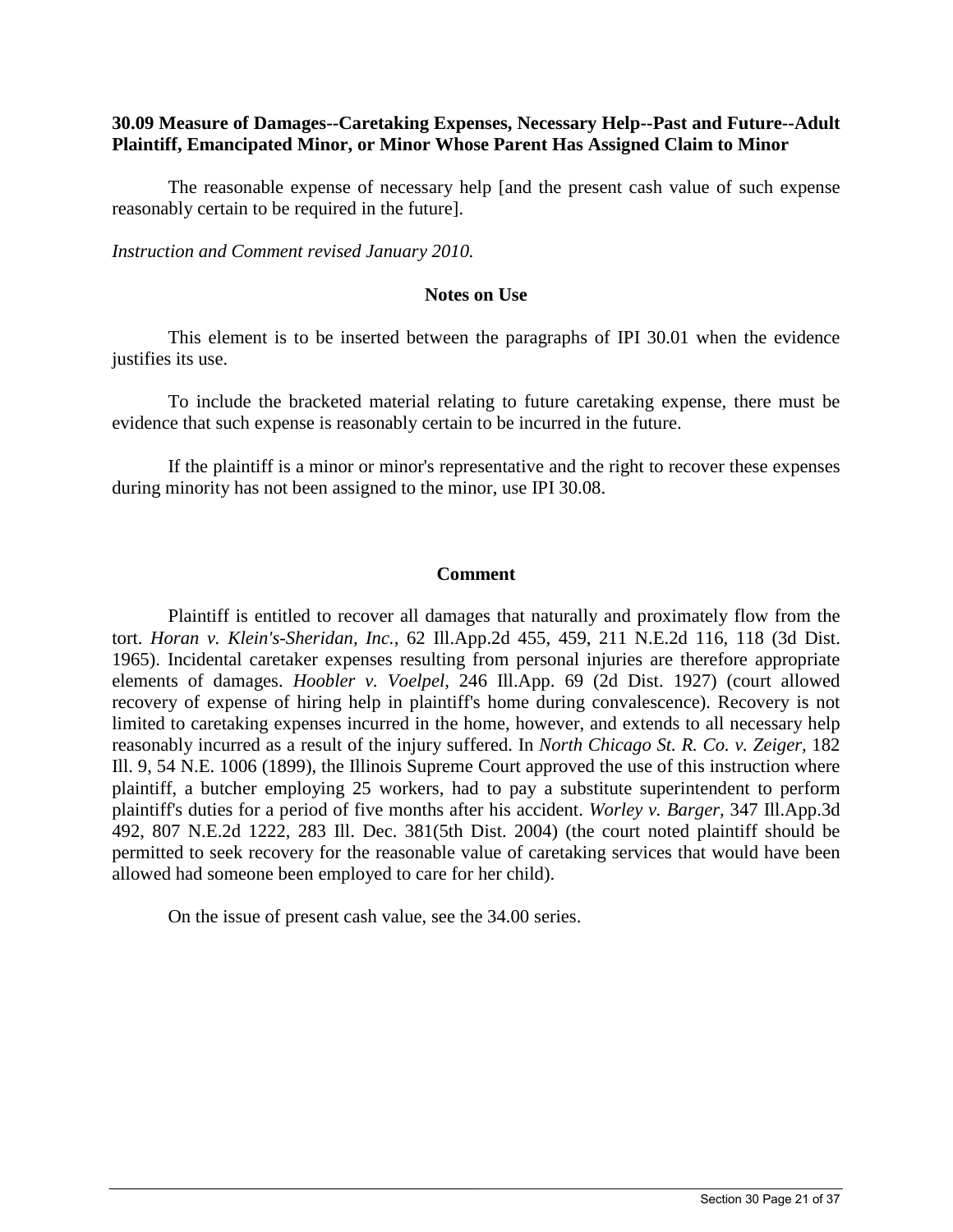**30.09 Measure of Damages--Caretaking Expenses, Necessary Help--Past and Future--Adult Plaintiff, Emancipated Minor, or Minor Whose Parent Has Assigned Claim to Minor**

The reasonable expense of necessary help [and the present cash value of such expense reasonably certain to be required in the future].

*Instruction and Comment revised January 2010.*

**Notes on Use**

This element is to be inserted between the paragraphs of IPI 30.01 when the evidence justifies its use.

To include the bracketed material relating to future caretaking expense, there must be evidence that such expense is reasonably certain to be incurred in the future.

If the plaintiff is a minor or minor's representative and the right to recover these expenses during minority has not been assigned to the minor, use IPI 30.08.

**Comment**

Plaintiff is entitled to recover all damages that naturally and proximately flow from the tort. *Horan v. Klein's-Sheridan, Inc.*, 62 Ill.App.2d 455, 459, 211 N.E.2d 116, 118 (3d Dist. 1965). Incidental caretaker expenses resulting from personal injuries are therefore appropriate elements of damages. *Hoobler v. Voelpel*, 246 Ill.App. 69 (2d Dist. 1927) (court allowed recovery of expense of hiring help in plaintiff's home during convalescence). Recovery is not limited to caretaking expenses incurred in the home, however, and extends to all necessary help reasonably incurred as a result of the injury suffered. In *North Chicago St. R. Co. v. Zeiger*, 182 Ill. 9, 54 N.E. 1006 (1899), the Illinois Supreme Court approved the use of this instruction where plaintiff, a butcher employing 25 workers, had to pay a substitute superintendent to perform plaintiff's duties for a period of five months after his accident. *Worley v. Barger*, 347 Ill.App.3d 492, 807 N.E.2d 1222, 283 Ill. Dec. 381(5th Dist. 2004) (the court noted plaintiff should be permitted to seek recovery for the reasonable value of caretaking services that would have been allowed had someone been employed to care for her child).

On the issue of present cash value, see the 34.00 series.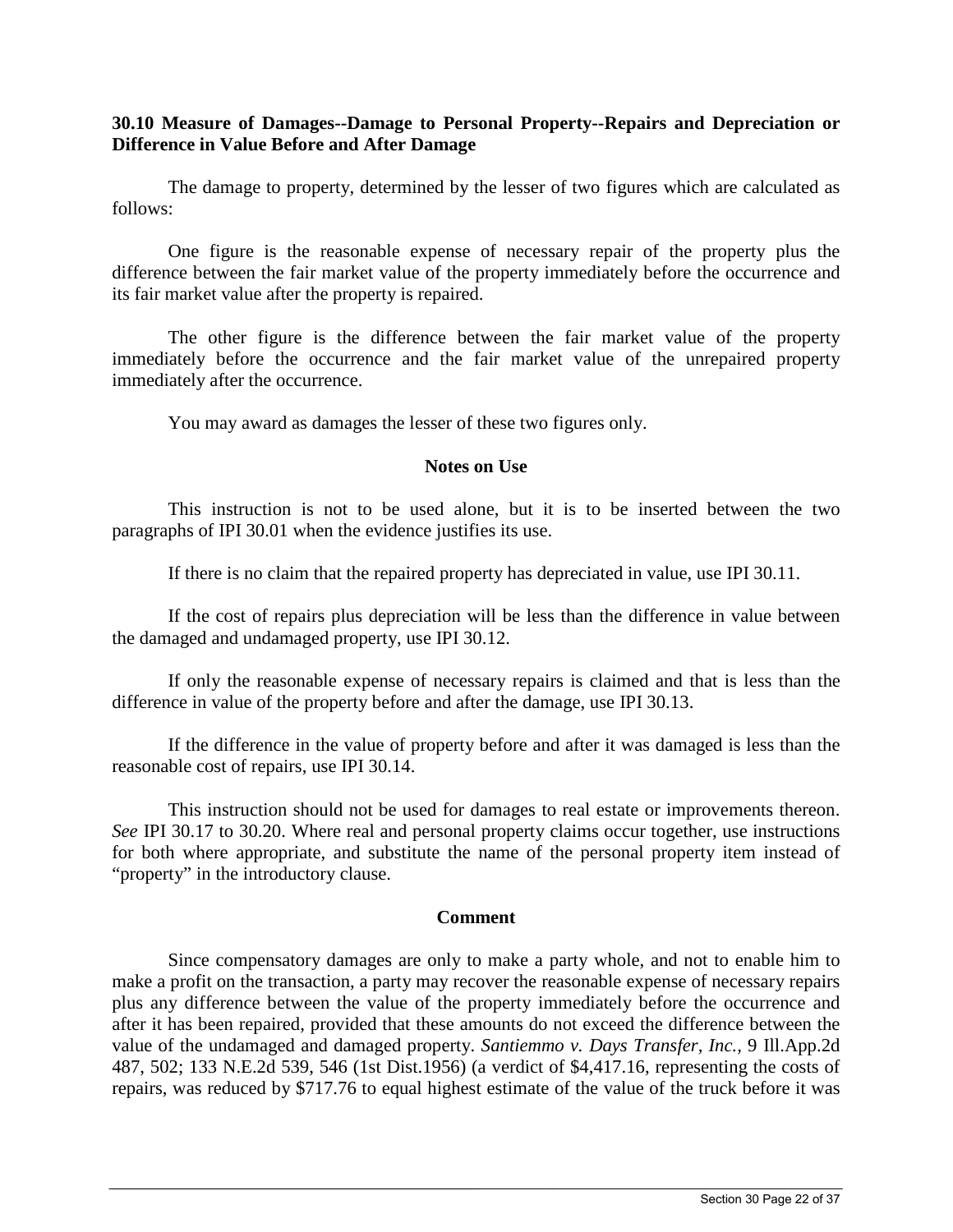### 30.10 Measure of Damages--Damage to Personal Property--Repairs and Depreciation or Difference in Value Before and After Damage

The damage to property, determined by the lesser of two figures which are calculated as follows:

One figure is the reasonable expense of necessary repair of the property plus the difference between the fair market value of the property immediately before the occurrence and its fair market value after the property is repaired.

The other figure is the difference between the fair market value of the property immediately before the occurrence and the fair market value of the unrepaired property immediately after the occurrence.

You may award as damages the lesser of these two figures only.

#### Notes on Use

This instruction is not to be used alone, but it is to be inserted between the two paragraphs of IPI 30.01 when the evidence justifies its use.

If there is no claim that the repaired property has depreciated in value, use IPI 30.11.

If the cost of repairs plus depreciation will be less than the difference in value between the damaged and undamaged property, use IPI 30.12.

If only the reasonable expense of necessary repairs is claimed and that is less than the difference in value of the property before and after the damage, use IPI 30.13.

If the difference in the value of property before and after it was damaged is less than the reasonable cost of repairs, use IPI 30.14.

This instruction should not be used for damages to real estate or improvements thereon. *See* IPI 30.17 to 30.20. Where real and personal property claims occur together, use instructions for both where appropriate, and substitute the name of the personal property item instead of "property" in the introductory clause.

#### Comment

Since compensatory damages are only to make a party whole, and not to enable him to make a profit on the transaction, a party may recover the reasonable expense of necessary repairs plus any difference between the value of the property immediately before the occurrence and after it has been repaired, provided that these amounts do not exceed the difference between the value of the undamaged and damaged property. *Santiemmo v. Days Transfer, Inc.*, 9 Ill.App.2d 487, 502; 133 N.E.2d 539, 546 (1st Dist.1956) (a verdict of $4,417.16, representing the costs of repairs, was reduced by $717.76 to equal highest estimate of the value of the truck before it was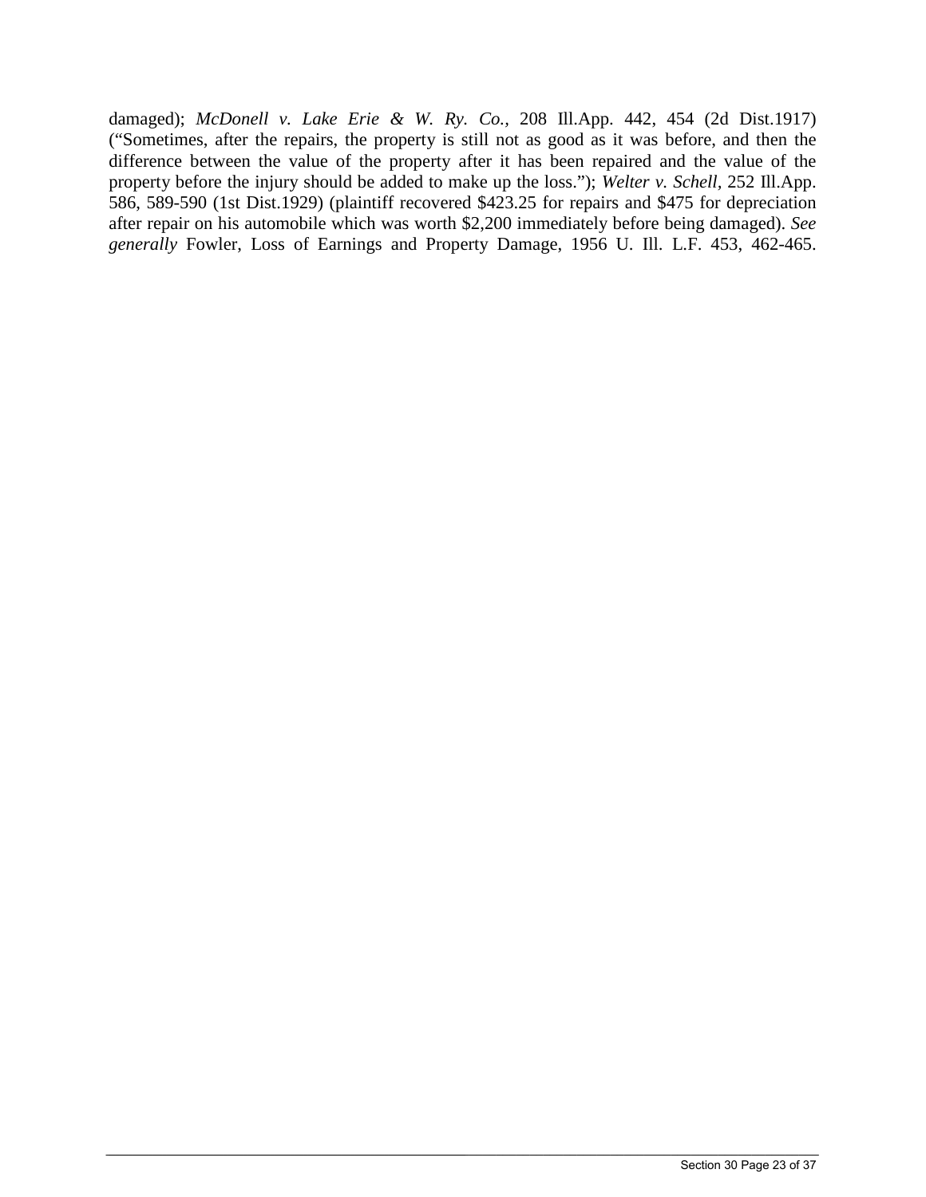damaged); *McDonell v. Lake Erie & W. Ry. Co.*, 208 Ill.App. 442, 454 (2d Dist.1917) (“Sometimes, after the repairs, the property is still not as good as it was before, and then the difference between the value of the property after it has been repaired and the value of the property before the injury should be added to make up the loss.”); *Welter v. Schell*, 252 Ill.App. 586, 589-590 (1st Dist.1929) (plaintiff recovered $423.25 for repairs and $475 for depreciation after repair on his automobile which was worth $2,200 immediately before being damaged). *See generally* Fowler, Loss of Earnings and Property Damage, 1956 U. Ill. L.F. 453, 462-465.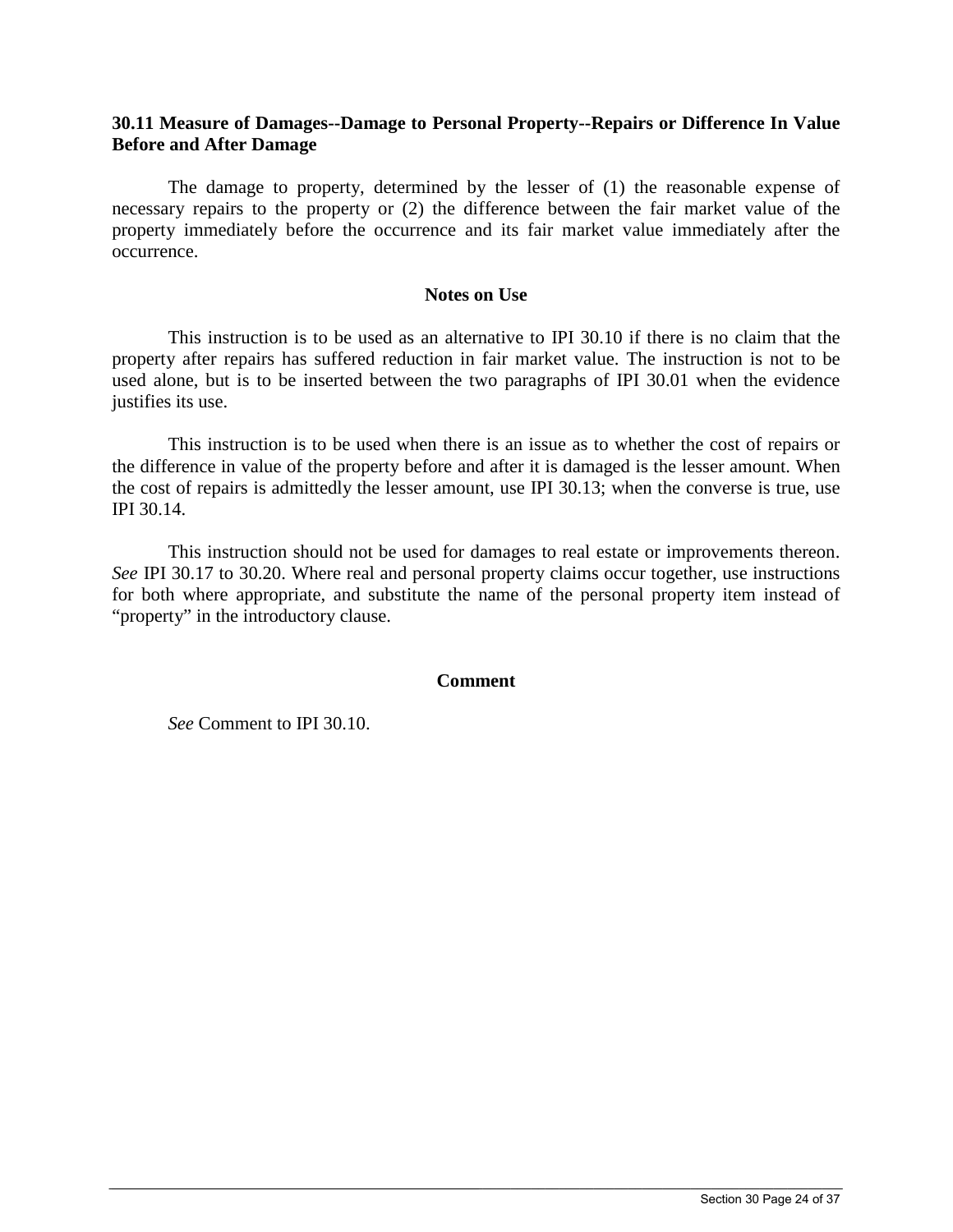### 30.11 Measure of Damages--Damage to Personal Property--Repairs or Difference In Value Before and After Damage

The damage to property, determined by the lesser of (1) the reasonable expense of necessary repairs to the property or (2) the difference between the fair market value of the property immediately before the occurrence and its fair market value immediately after the occurrence.

#### Notes on Use

This instruction is to be used as an alternative to IPI 30.10 if there is no claim that the property after repairs has suffered reduction in fair market value. The instruction is not to be used alone, but is to be inserted between the two paragraphs of IPI 30.01 when the evidence justifies its use.

This instruction is to be used when there is an issue as to whether the cost of repairs or the difference in value of the property before and after it is damaged is the lesser amount. When the cost of repairs is admittedly the lesser amount, use IPI 30.13; when the converse is true, use IPI 30.14.

This instruction should not be used for damages to real estate or improvements thereon. *See* IPI 30.17 to 30.20. Where real and personal property claims occur together, use instructions for both where appropriate, and substitute the name of the personal property item instead of "property" in the introductory clause.

#### Comment

*See* Comment to IPI 30.10.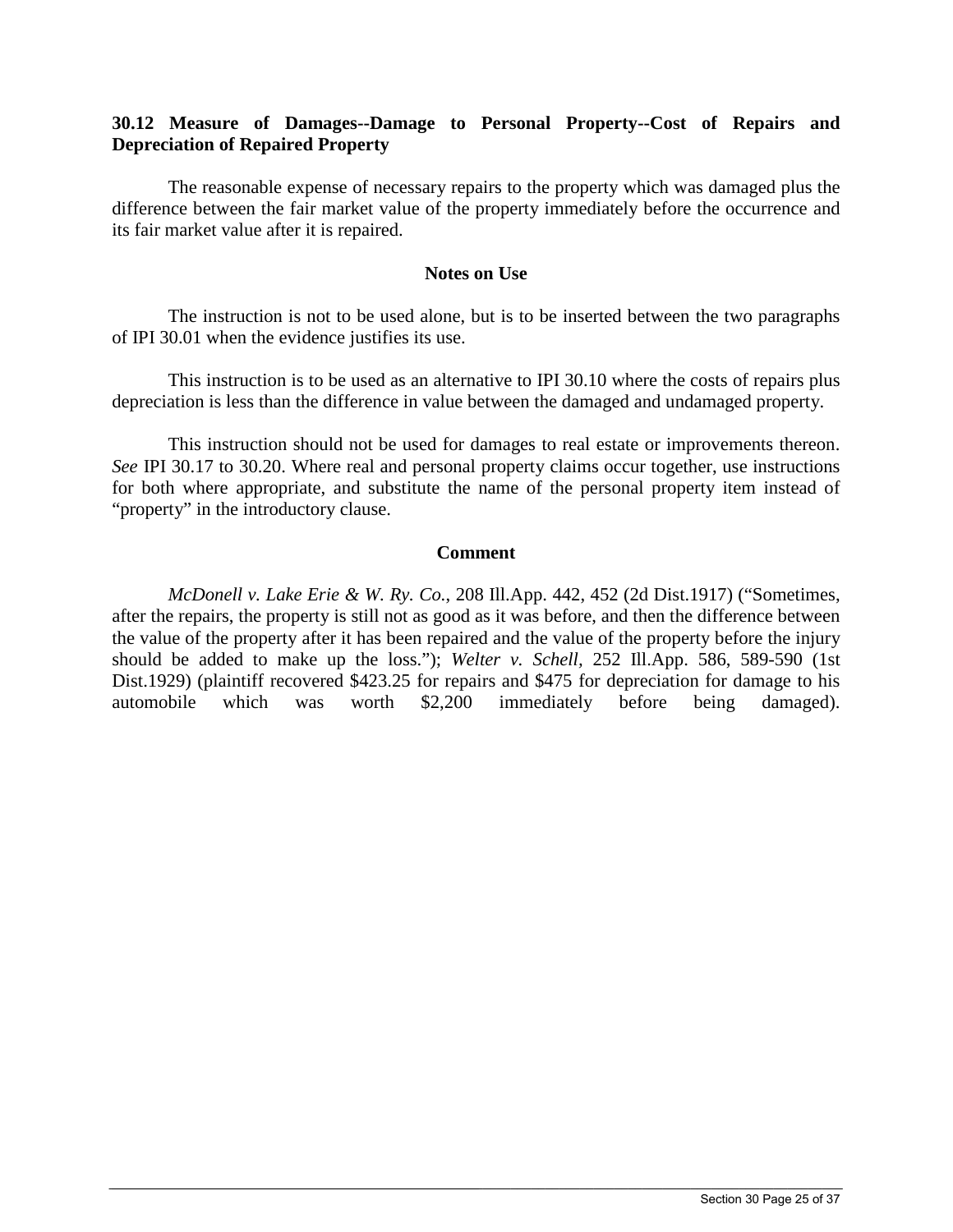### 30.12 Measure of Damages--Damage to Personal Property--Cost of Repairs and Depreciation of Repaired Property

The reasonable expense of necessary repairs to the property which was damaged plus the difference between the fair market value of the property immediately before the occurrence and its fair market value after it is repaired.

#### Notes on Use

The instruction is not to be used alone, but is to be inserted between the two paragraphs of IPI 30.01 when the evidence justifies its use.

This instruction is to be used as an alternative to IPI 30.10 where the costs of repairs plus depreciation is less than the difference in value between the damaged and undamaged property.

This instruction should not be used for damages to real estate or improvements thereon. *See* IPI 30.17 to 30.20. Where real and personal property claims occur together, use instructions for both where appropriate, and substitute the name of the personal property item instead of "property" in the introductory clause.

#### Comment

*McDonell v. Lake Erie & W. Ry. Co.*, 208 Ill.App. 442, 452 (2d Dist.1917) ("Sometimes, after the repairs, the property is still not as good as it was before, and then the difference between the value of the property after it has been repaired and the value of the property before the injury should be added to make up the loss."); *Welter v. Schell*, 252 Ill.App. 586, 589-590 (1st Dist.1929) (plaintiff recovered $423.25 for repairs and $475 for depreciation for damage to his automobile which was worth $2,200 immediately before being damaged).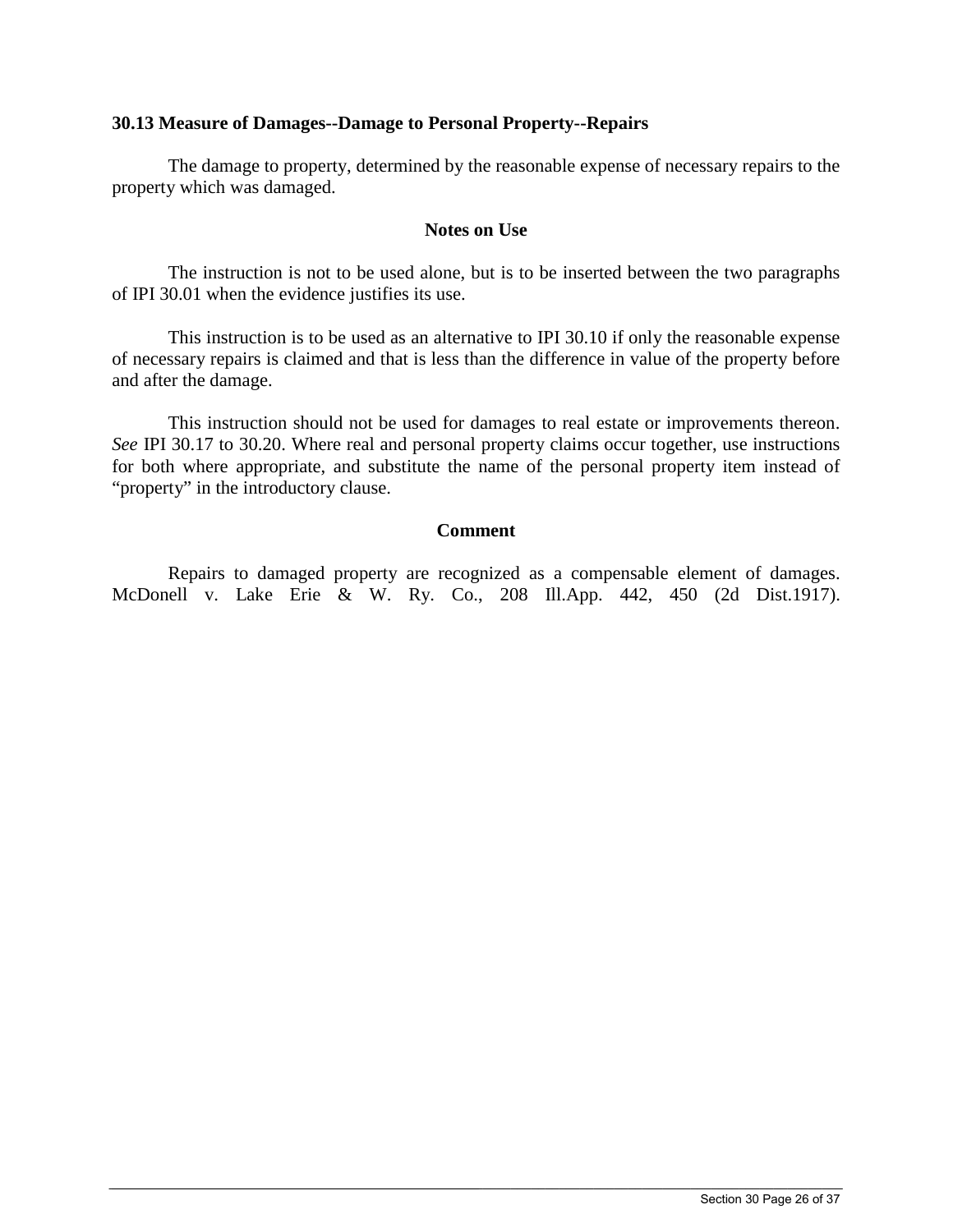## 30.13 Measure of Damages--Damage to Personal Property--Repairs

The damage to property, determined by the reasonable expense of necessary repairs to the property which was damaged.

### Notes on Use

The instruction is not to be used alone, but is to be inserted between the two paragraphs of IPI 30.01 when the evidence justifies its use.

This instruction is to be used as an alternative to IPI 30.10 if only the reasonable expense of necessary repairs is claimed and that is less than the difference in value of the property before and after the damage.

This instruction should not be used for damages to real estate or improvements thereon. *See* IPI 30.17 to 30.20. Where real and personal property claims occur together, use instructions for both where appropriate, and substitute the name of the personal property item instead of "property" in the introductory clause.

### Comment

Repairs to damaged property are recognized as a compensable element of damages. McDonell v. Lake Erie & W. Ry. Co., 208 Ill.App. 442, 450 (2d Dist.1917).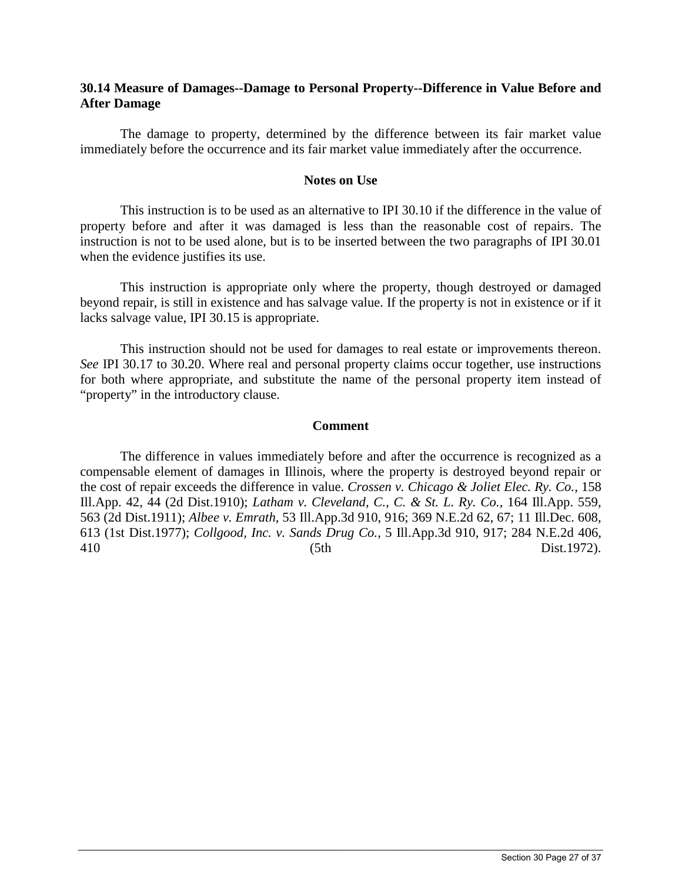### 30.14 Measure of Damages--Damage to Personal Property--Difference in Value Before and After Damage

The damage to property, determined by the difference between its fair market value immediately before the occurrence and its fair market value immediately after the occurrence.

#### Notes on Use

This instruction is to be used as an alternative to IPI 30.10 if the difference in the value of property before and after it was damaged is less than the reasonable cost of repairs. The instruction is not to be used alone, but is to be inserted between the two paragraphs of IPI 30.01 when the evidence justifies its use.

This instruction is appropriate only where the property, though destroyed or damaged beyond repair, is still in existence and has salvage value. If the property is not in existence or if it lacks salvage value, IPI 30.15 is appropriate.

This instruction should not be used for damages to real estate or improvements thereon. *See* IPI 30.17 to 30.20. Where real and personal property claims occur together, use instructions for both where appropriate, and substitute the name of the personal property item instead of "property" in the introductory clause.

#### Comment

The difference in values immediately before and after the occurrence is recognized as a compensable element of damages in Illinois, where the property is destroyed beyond repair or the cost of repair exceeds the difference in value. *Crossen v. Chicago & Joliet Elec. Ry. Co.,* 158 Ill.App. 42, 44 (2d Dist.1910); *Latham v. Cleveland, C., C. & St. L. Ry. Co.,* 164 Ill.App. 559, 563 (2d Dist.1911); *Albee v. Emrath,* 53 Ill.App.3d 910, 916; 369 N.E.2d 62, 67; 11 Ill.Dec. 608, 613 (1st Dist.1977); *Collgood, Inc. v. Sands Drug Co.,* 5 Ill.App.3d 910, 917; 284 N.E.2d 406, 410 (5th Dist.1972).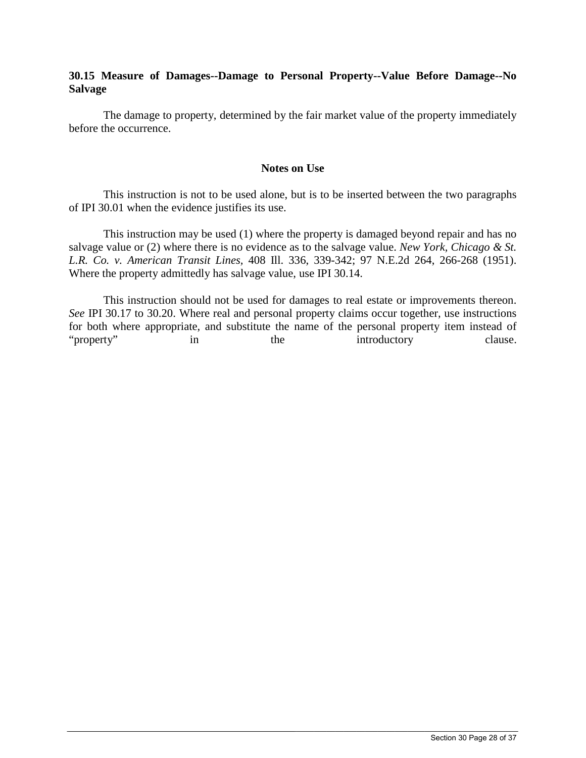**30.15 Measure of Damages--Damage to Personal Property--Value Before Damage--No Salvage**

The damage to property, determined by the fair market value of the property immediately before the occurrence.

**Notes on Use**

This instruction is not to be used alone, but is to be inserted between the two paragraphs of IPI 30.01 when the evidence justifies its use.

This instruction may be used (1) where the property is damaged beyond repair and has no salvage value or (2) where there is no evidence as to the salvage value. *New York, Chicago & St. L.R. Co. v. American Transit Lines*, 408 Ill. 336, 339-342; 97 N.E.2d 264, 266-268 (1951). Where the property admittedly has salvage value, use IPI 30.14.

This instruction should not be used for damages to real estate or improvements thereon. *See* IPI 30.17 to 30.20. Where real and personal property claims occur together, use instructions for both where appropriate, and substitute the name of the personal property item instead of "property" in the introductory clause.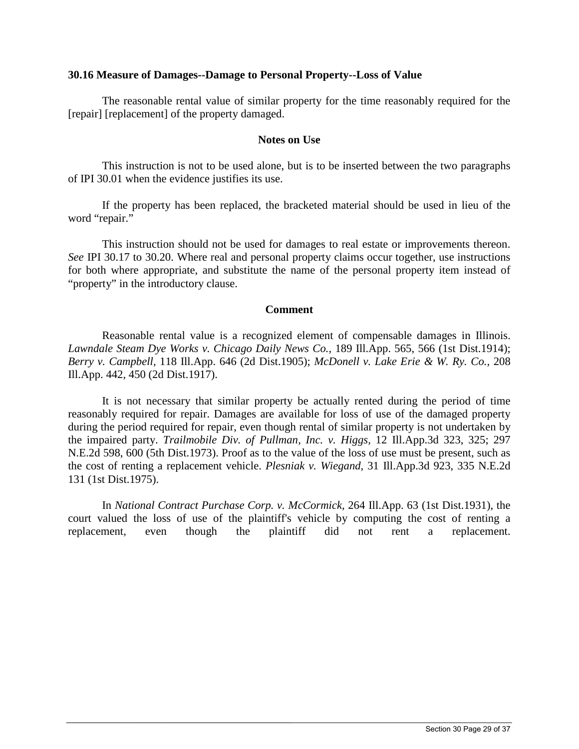### 30.16 Measure of Damages--Damage to Personal Property--Loss of Value

The reasonable rental value of similar property for the time reasonably required for the [repair] [replacement] of the property damaged.

#### Notes on Use

This instruction is not to be used alone, but is to be inserted between the two paragraphs of IPI 30.01 when the evidence justifies its use.

If the property has been replaced, the bracketed material should be used in lieu of the word "repair."

This instruction should not be used for damages to real estate or improvements thereon. *See* IPI 30.17 to 30.20. Where real and personal property claims occur together, use instructions for both where appropriate, and substitute the name of the personal property item instead of "property" in the introductory clause.

#### Comment

Reasonable rental value is a recognized element of compensable damages in Illinois. *Lawndale Steam Dye Works v. Chicago Daily News Co.*, 189 Ill.App. 565, 566 (1st Dist.1914); *Berry v. Campbell*, 118 Ill.App. 646 (2d Dist.1905); *McDonell v. Lake Erie & W. Ry. Co.*, 208 Ill.App. 442, 450 (2d Dist.1917).

It is not necessary that similar property be actually rented during the period of time reasonably required for repair. Damages are available for loss of use of the damaged property during the period required for repair, even though rental of similar property is not undertaken by the impaired party. *Trailmobile Div. of Pullman, Inc. v. Higgs*, 12 Ill.App.3d 323, 325; 297 N.E.2d 598, 600 (5th Dist.1973). Proof as to the value of the loss of use must be present, such as the cost of renting a replacement vehicle. *Plesniak v. Wiegand*, 31 Ill.App.3d 923, 335 N.E.2d 131 (1st Dist.1975).

In *National Contract Purchase Corp. v. McCormick*, 264 Ill.App. 63 (1st Dist.1931), the court valued the loss of use of the plaintiff's vehicle by computing the cost of renting a replacement, even though the plaintiff did not rent a replacement.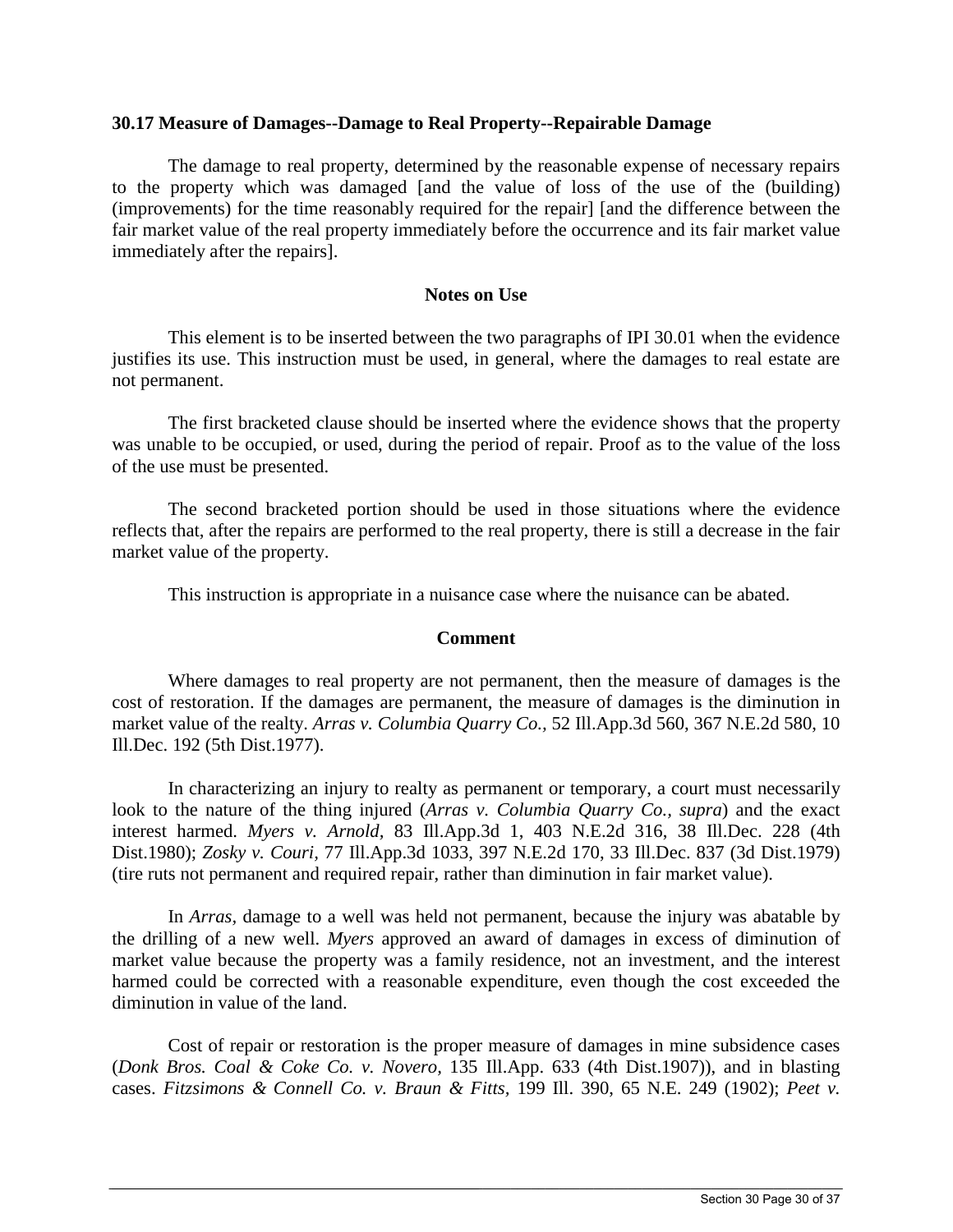**30.17 Measure of Damages--Damage to Real Property--Repairable Damage**

The damage to real property, determined by the reasonable expense of necessary repairs to the property which was damaged [and the value of loss of the use of the (building) (improvements) for the time reasonably required for the repair] [and the difference between the fair market value of the real property immediately before the occurrence and its fair market value immediately after the repairs].

**Notes on Use**

This element is to be inserted between the two paragraphs of IPI 30.01 when the evidence justifies its use. This instruction must be used, in general, where the damages to real estate are not permanent.

The first bracketed clause should be inserted where the evidence shows that the property was unable to be occupied, or used, during the period of repair. Proof as to the value of the loss of the use must be presented.

The second bracketed portion should be used in those situations where the evidence reflects that, after the repairs are performed to the real property, there is still a decrease in the fair market value of the property.

This instruction is appropriate in a nuisance case where the nuisance can be abated.

**Comment**

Where damages to real property are not permanent, then the measure of damages is the cost of restoration. If the damages are permanent, the measure of damages is the diminution in market value of the realty. *Arras v. Columbia Quarry Co.,* 52 Ill.App.3d 560, 367 N.E.2d 580, 10 Ill.Dec. 192 (5th Dist.1977).

In characterizing an injury to realty as permanent or temporary, a court must necessarily look to the nature of the thing injured (*Arras v. Columbia Quarry Co., supra*) and the exact interest harmed. *Myers v. Arnold,* 83 Ill.App.3d 1, 403 N.E.2d 316, 38 Ill.Dec. 228 (4th Dist.1980); *Zosky v. Couri,* 77 Ill.App.3d 1033, 397 N.E.2d 170, 33 Ill.Dec. 837 (3d Dist.1979) (tire ruts not permanent and required repair, rather than diminution in fair market value).

In *Arras,* damage to a well was held not permanent, because the injury was abatable by the drilling of a new well. *Myers* approved an award of damages in excess of diminution of market value because the property was a family residence, not an investment, and the interest harmed could be corrected with a reasonable expenditure, even though the cost exceeded the diminution in value of the land.

Cost of repair or restoration is the proper measure of damages in mine subsidence cases (*Donk Bros. Coal & Coke Co. v. Novero,* 135 Ill.App. 633 (4th Dist.1907)), and in blasting cases. *Fitzsimons & Connell Co. v. Braun & Fitts,* 199 Ill. 390, 65 N.E. 249 (1902); *Peet v.*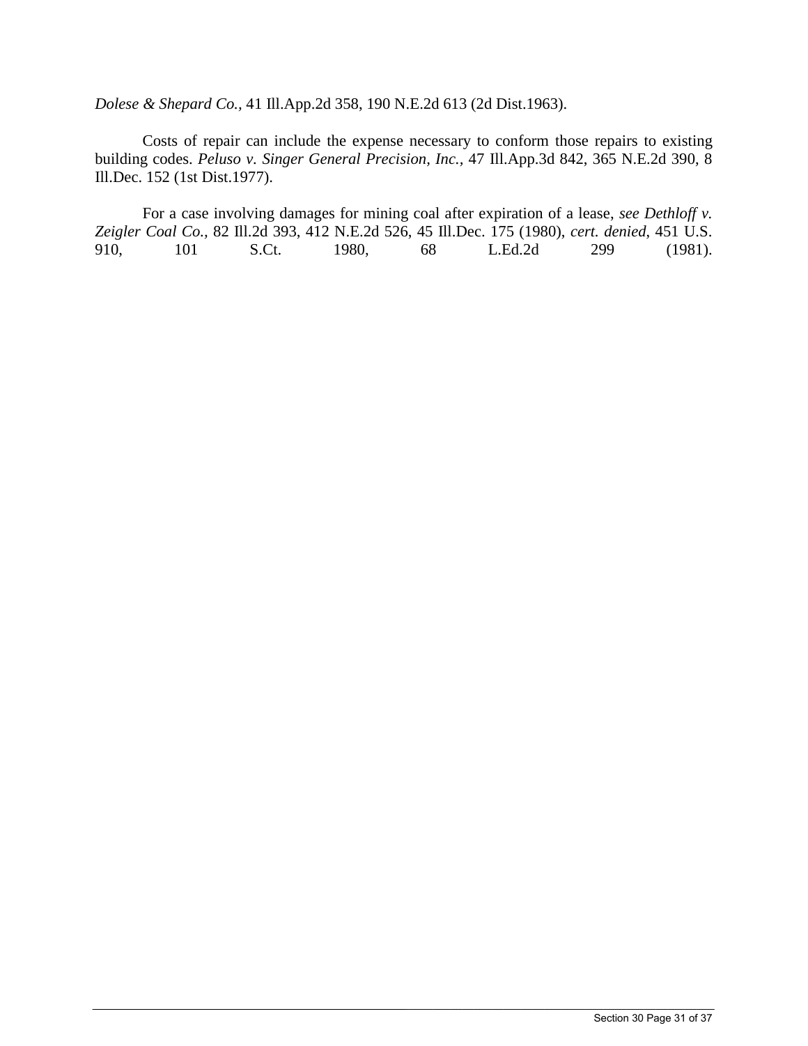*Dolese & Shepard Co.*, 41 Ill.App.2d 358, 190 N.E.2d 613 (2d Dist.1963).

Costs of repair can include the expense necessary to conform those repairs to existing building codes. *Peluso v. Singer General Precision, Inc.*, 47 Ill.App.3d 842, 365 N.E.2d 390, 8 Ill.Dec. 152 (1st Dist.1977).

For a case involving damages for mining coal after expiration of a lease, *see Dethloff v. Zeigler Coal Co.*, 82 Ill.2d 393, 412 N.E.2d 526, 45 Ill.Dec. 175 (1980), *cert. denied*, 451 U.S. 910, 101 S.Ct. 1980, 68 L.Ed.2d 299 (1981).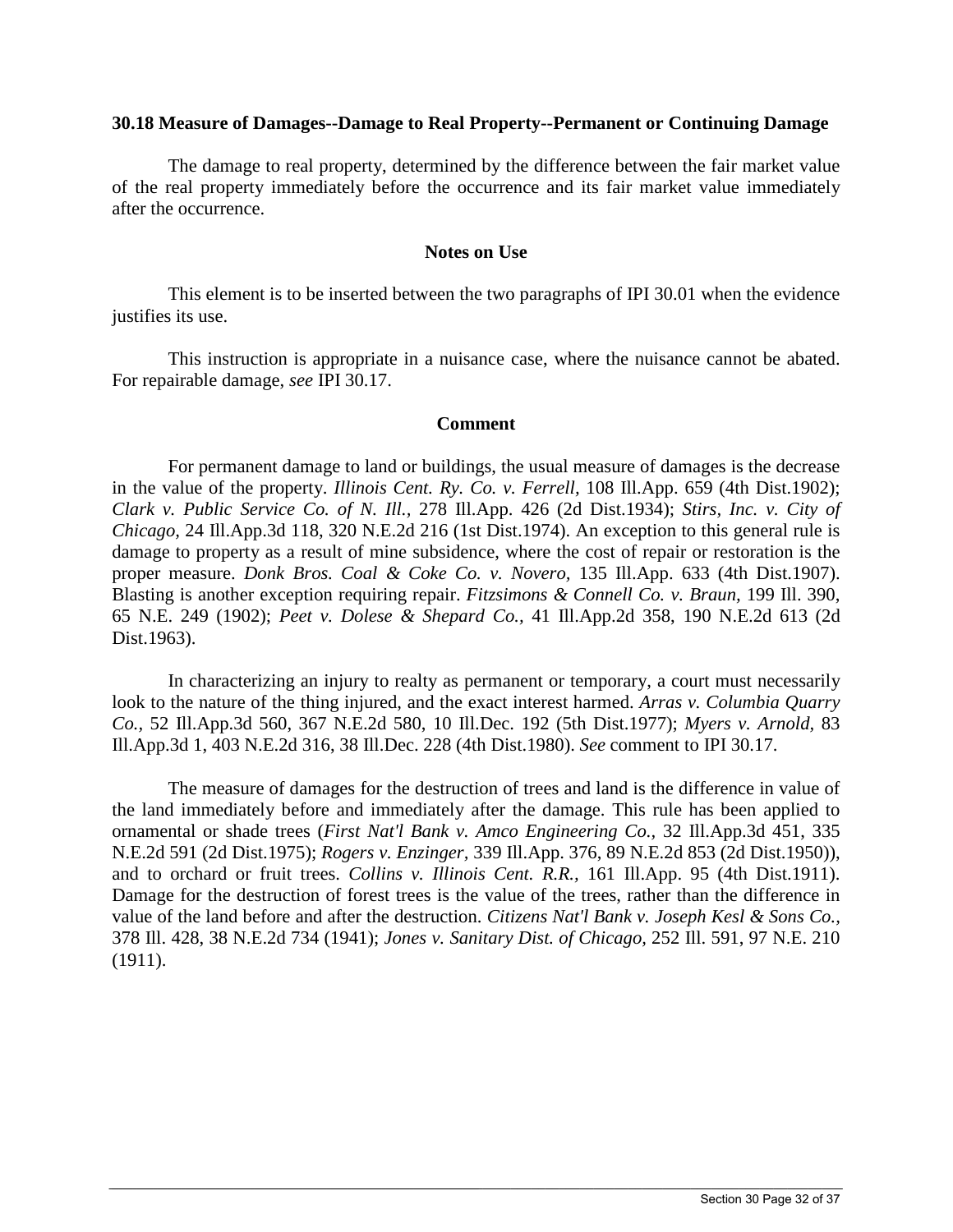### 30.18 Measure of Damages--Damage to Real Property--Permanent or Continuing Damage

The damage to real property, determined by the difference between the fair market value of the real property immediately before the occurrence and its fair market value immediately after the occurrence.

#### Notes on Use

This element is to be inserted between the two paragraphs of IPI 30.01 when the evidence justifies its use.

This instruction is appropriate in a nuisance case, where the nuisance cannot be abated. For repairable damage, *see* IPI 30.17.

#### Comment

For permanent damage to land or buildings, the usual measure of damages is the decrease in the value of the property. *Illinois Cent. Ry. Co. v. Ferrell,* 108 Ill.App. 659 (4th Dist.1902); *Clark v. Public Service Co. of N. Ill.,* 278 Ill.App. 426 (2d Dist.1934); *Stirs, Inc. v. City of Chicago,* 24 Ill.App.3d 118, 320 N.E.2d 216 (1st Dist.1974). An exception to this general rule is damage to property as a result of mine subsidence, where the cost of repair or restoration is the proper measure. *Donk Bros. Coal & Coke Co. v. Novero,* 135 Ill.App. 633 (4th Dist.1907). Blasting is another exception requiring repair. *Fitzsimons & Connell Co. v. Braun,* 199 Ill. 390, 65 N.E. 249 (1902); *Peet v. Dolese & Shepard Co.,* 41 Ill.App.2d 358, 190 N.E.2d 613 (2d Dist.1963).

In characterizing an injury to realty as permanent or temporary, a court must necessarily look to the nature of the thing injured, and the exact interest harmed. *Arras v. Columbia Quarry Co.,* 52 Ill.App.3d 560, 367 N.E.2d 580, 10 Ill.Dec. 192 (5th Dist.1977); *Myers v. Arnold,* 83 Ill.App.3d 1, 403 N.E.2d 316, 38 Ill.Dec. 228 (4th Dist.1980). *See* comment to IPI 30.17.

The measure of damages for the destruction of trees and land is the difference in value of the land immediately before and immediately after the damage. This rule has been applied to ornamental or shade trees (*First Nat'l Bank v. Amco Engineering Co.,* 32 Ill.App.3d 451, 335 N.E.2d 591 (2d Dist.1975); *Rogers v. Enzinger,* 339 Ill.App. 376, 89 N.E.2d 853 (2d Dist.1950)), and to orchard or fruit trees. *Collins v. Illinois Cent. R.R.,* 161 Ill.App. 95 (4th Dist.1911). Damage for the destruction of forest trees is the value of the trees, rather than the difference in value of the land before and after the destruction. *Citizens Nat'l Bank v. Joseph Kesl & Sons Co.,* 378 Ill. 428, 38 N.E.2d 734 (1941); *Jones v. Sanitary Dist. of Chicago,* 252 Ill. 591, 97 N.E. 210 (1911).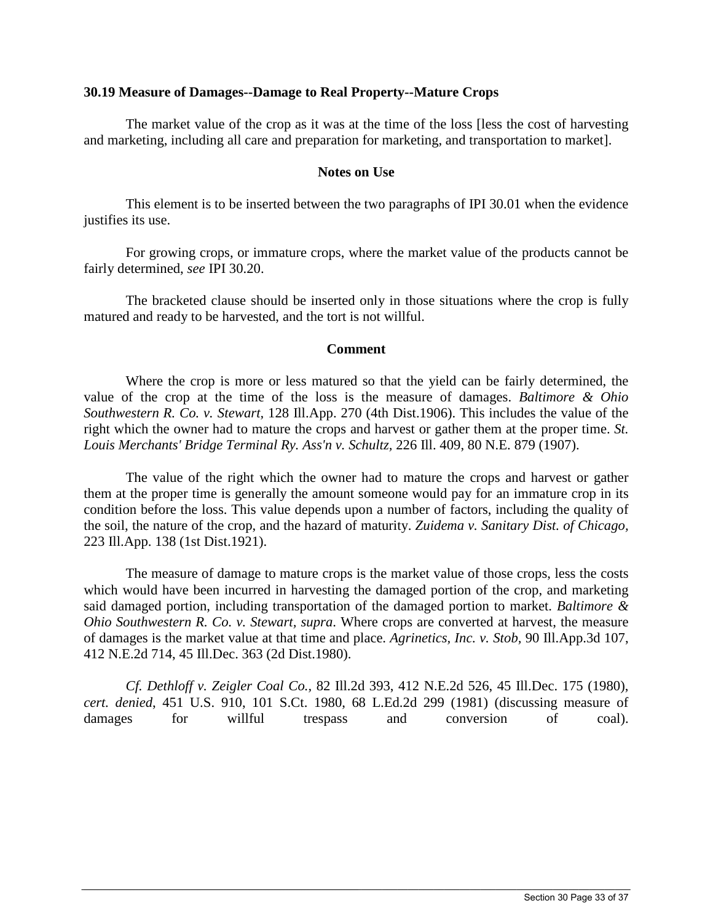### 30.19 Measure of Damages--Damage to Real Property--Mature Crops

The market value of the crop as it was at the time of the loss [less the cost of harvesting and marketing, including all care and preparation for marketing, and transportation to market].

#### Notes on Use

This element is to be inserted between the two paragraphs of IPI 30.01 when the evidence justifies its use.

For growing crops, or immature crops, where the market value of the products cannot be fairly determined, *see* IPI 30.20.

The bracketed clause should be inserted only in those situations where the crop is fully matured and ready to be harvested, and the tort is not willful.

#### Comment

Where the crop is more or less matured so that the yield can be fairly determined, the value of the crop at the time of the loss is the measure of damages. *Baltimore & Ohio Southwestern R. Co. v. Stewart,* 128 Ill.App. 270 (4th Dist.1906). This includes the value of the right which the owner had to mature the crops and harvest or gather them at the proper time. *St. Louis Merchants' Bridge Terminal Ry. Ass'n v. Schultz,* 226 Ill. 409, 80 N.E. 879 (1907).

The value of the right which the owner had to mature the crops and harvest or gather them at the proper time is generally the amount someone would pay for an immature crop in its condition before the loss. This value depends upon a number of factors, including the quality of the soil, the nature of the crop, and the hazard of maturity. *Zuidema v. Sanitary Dist. of Chicago,* 223 Ill.App. 138 (1st Dist.1921).

The measure of damage to mature crops is the market value of those crops, less the costs which would have been incurred in harvesting the damaged portion of the crop, and marketing said damaged portion, including transportation of the damaged portion to market. *Baltimore & Ohio Southwestern R. Co. v. Stewart, supra*. Where crops are converted at harvest, the measure of damages is the market value at that time and place. *Agrinetics, Inc. v. Stob,* 90 Ill.App.3d 107, 412 N.E.2d 714, 45 Ill.Dec. 363 (2d Dist.1980).

*Cf. Dethloff v. Zeigler Coal Co.,* 82 Ill.2d 393, 412 N.E.2d 526, 45 Ill.Dec. 175 (1980), *cert. denied*, 451 U.S. 910, 101 S.Ct. 1980, 68 L.Ed.2d 299 (1981) (discussing measure of damages for willful trespass and conversion of coal).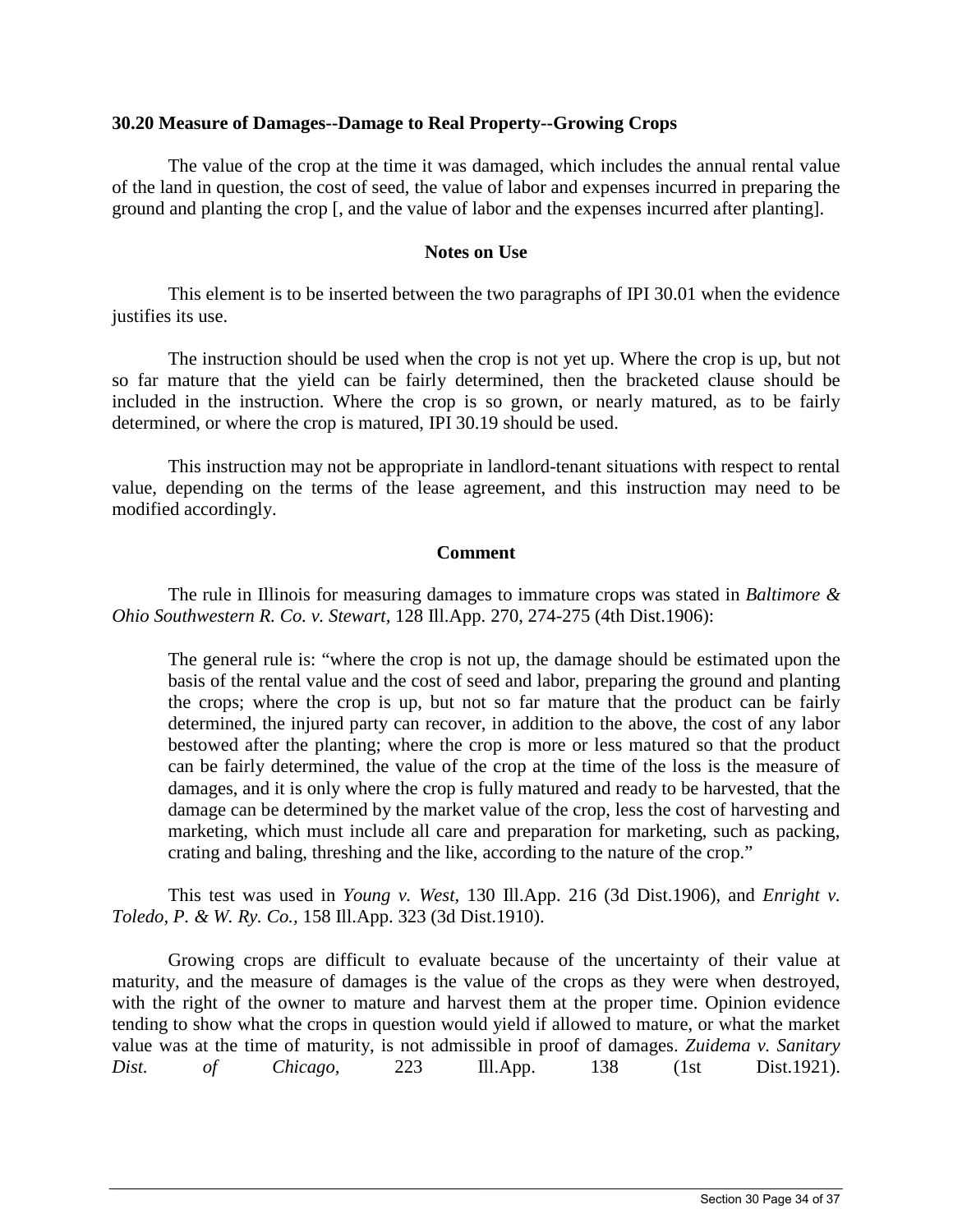### 30.20 Measure of Damages--Damage to Real Property--Growing Crops

The value of the crop at the time it was damaged, which includes the annual rental value of the land in question, the cost of seed, the value of labor and expenses incurred in preparing the ground and planting the crop [, and the value of labor and the expenses incurred after planting].

#### Notes on Use

This element is to be inserted between the two paragraphs of IPI 30.01 when the evidence justifies its use.

The instruction should be used when the crop is not yet up. Where the crop is up, but not so far mature that the yield can be fairly determined, then the bracketed clause should be included in the instruction. Where the crop is so grown, or nearly matured, as to be fairly determined, or where the crop is matured, IPI 30.19 should be used.

This instruction may not be appropriate in landlord-tenant situations with respect to rental value, depending on the terms of the lease agreement, and this instruction may need to be modified accordingly.

#### Comment

The rule in Illinois for measuring damages to immature crops was stated in *Baltimore & Ohio Southwestern R. Co. v. Stewart,* 128 Ill.App. 270, 274-275 (4th Dist.1906):

> The general rule is: "where the crop is not up, the damage should be estimated upon the basis of the rental value and the cost of seed and labor, preparing the ground and planting the crops; where the crop is up, but not so far mature that the product can be fairly determined, the injured party can recover, in addition to the above, the cost of any labor bestowed after the planting; where the crop is more or less matured so that the product can be fairly determined, the value of the crop at the time of the loss is the measure of damages, and it is only where the crop is fully matured and ready to be harvested, that the damage can be determined by the market value of the crop, less the cost of harvesting and marketing, which must include all care and preparation for marketing, such as packing, crating and baling, threshing and the like, according to the nature of the crop."

This test was used in *Young v. West,* 130 Ill.App. 216 (3d Dist.1906), and *Enright v. Toledo, P. & W. Ry. Co.,* 158 Ill.App. 323 (3d Dist.1910).

Growing crops are difficult to evaluate because of the uncertainty of their value at maturity, and the measure of damages is the value of the crops as they were when destroyed, with the right of the owner to mature and harvest them at the proper time. Opinion evidence tending to show what the crops in question would yield if allowed to mature, or what the market value was at the time of maturity, is not admissible in proof of damages. *Zuidema v. Sanitary Dist. of Chicago,* 223 Ill.App. 138 (1st Dist.1921).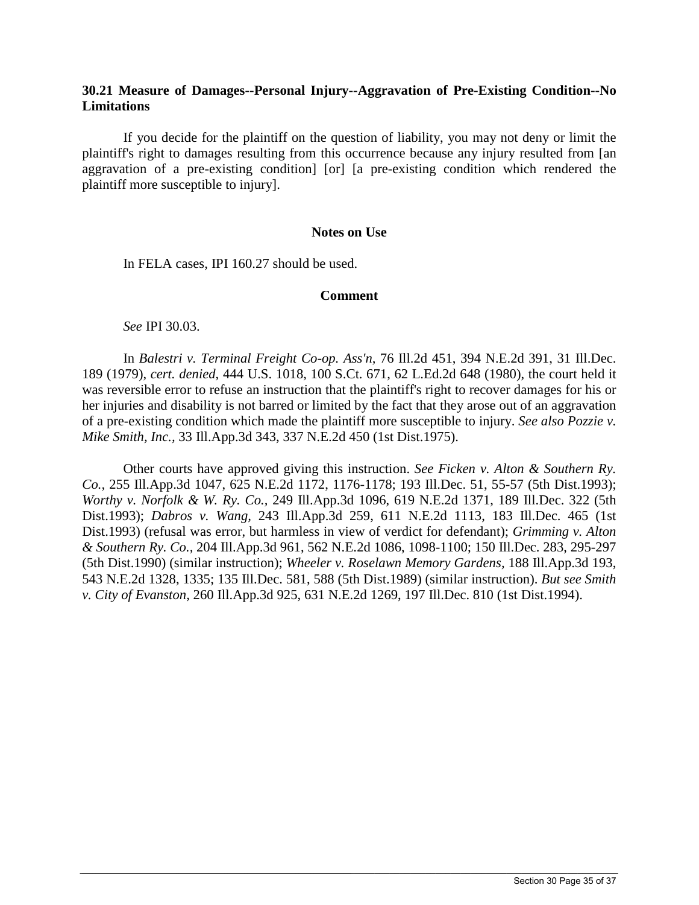### 30.21 Measure of Damages--Personal Injury--Aggravation of Pre-Existing Condition--No Limitations

If you decide for the plaintiff on the question of liability, you may not deny or limit the plaintiff's right to damages resulting from this occurrence because any injury resulted from [an aggravation of a pre-existing condition] [or] [a pre-existing condition which rendered the plaintiff more susceptible to injury].

#### Notes on Use

In FELA cases, IPI 160.27 should be used.

#### Comment

*See* IPI 30.03.

In *Balestri v. Terminal Freight Co-op. Ass'n*, 76 Ill.2d 451, 394 N.E.2d 391, 31 Ill.Dec. 189 (1979), *cert. denied,* 444 U.S. 1018, 100 S.Ct. 671, 62 L.Ed.2d 648 (1980), the court held it was reversible error to refuse an instruction that the plaintiff's right to recover damages for his or her injuries and disability is not barred or limited by the fact that they arose out of an aggravation of a pre-existing condition which made the plaintiff more susceptible to injury. *See also Pozzie v. Mike Smith, Inc.,* 33 Ill.App.3d 343, 337 N.E.2d 450 (1st Dist.1975).

Other courts have approved giving this instruction. *See Ficken v. Alton & Southern Ry. Co.,* 255 Ill.App.3d 1047, 625 N.E.2d 1172, 1176-1178; 193 Ill.Dec. 51, 55-57 (5th Dist.1993); *Worthy v. Norfolk & W. Ry. Co.,* 249 Ill.App.3d 1096, 619 N.E.2d 1371, 189 Ill.Dec. 322 (5th Dist.1993); *Dabros v. Wang,* 243 Ill.App.3d 259, 611 N.E.2d 1113, 183 Ill.Dec. 465 (1st Dist.1993) (refusal was error, but harmless in view of verdict for defendant); *Grimming v. Alton & Southern Ry. Co.,* 204 Ill.App.3d 961, 562 N.E.2d 1086, 1098-1100; 150 Ill.Dec. 283, 295-297 (5th Dist.1990) (similar instruction); *Wheeler v. Roselawn Memory Gardens,* 188 Ill.App.3d 193, 543 N.E.2d 1328, 1335; 135 Ill.Dec. 581, 588 (5th Dist.1989) (similar instruction). *But see Smith v. City of Evanston,* 260 Ill.App.3d 925, 631 N.E.2d 1269, 197 Ill.Dec. 810 (1st Dist.1994).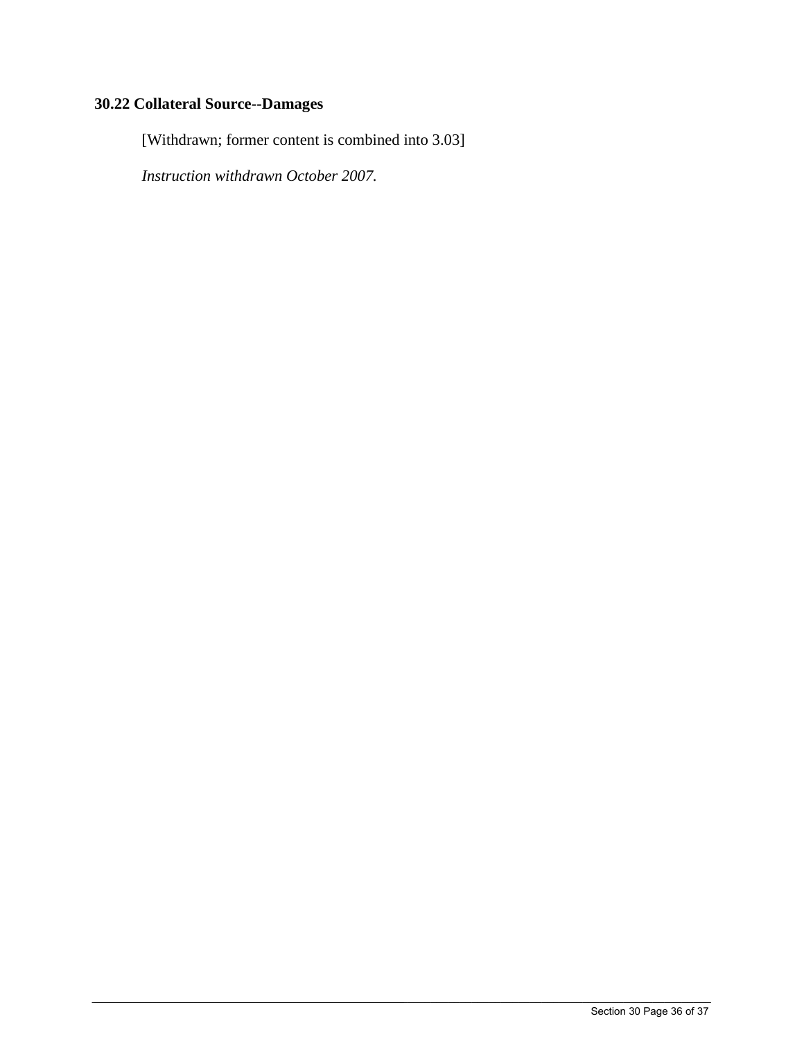## 30.22 Collateral Source--Damages

[Withdrawn; former content is combined into 3.03]

*Instruction withdrawn October 2007.*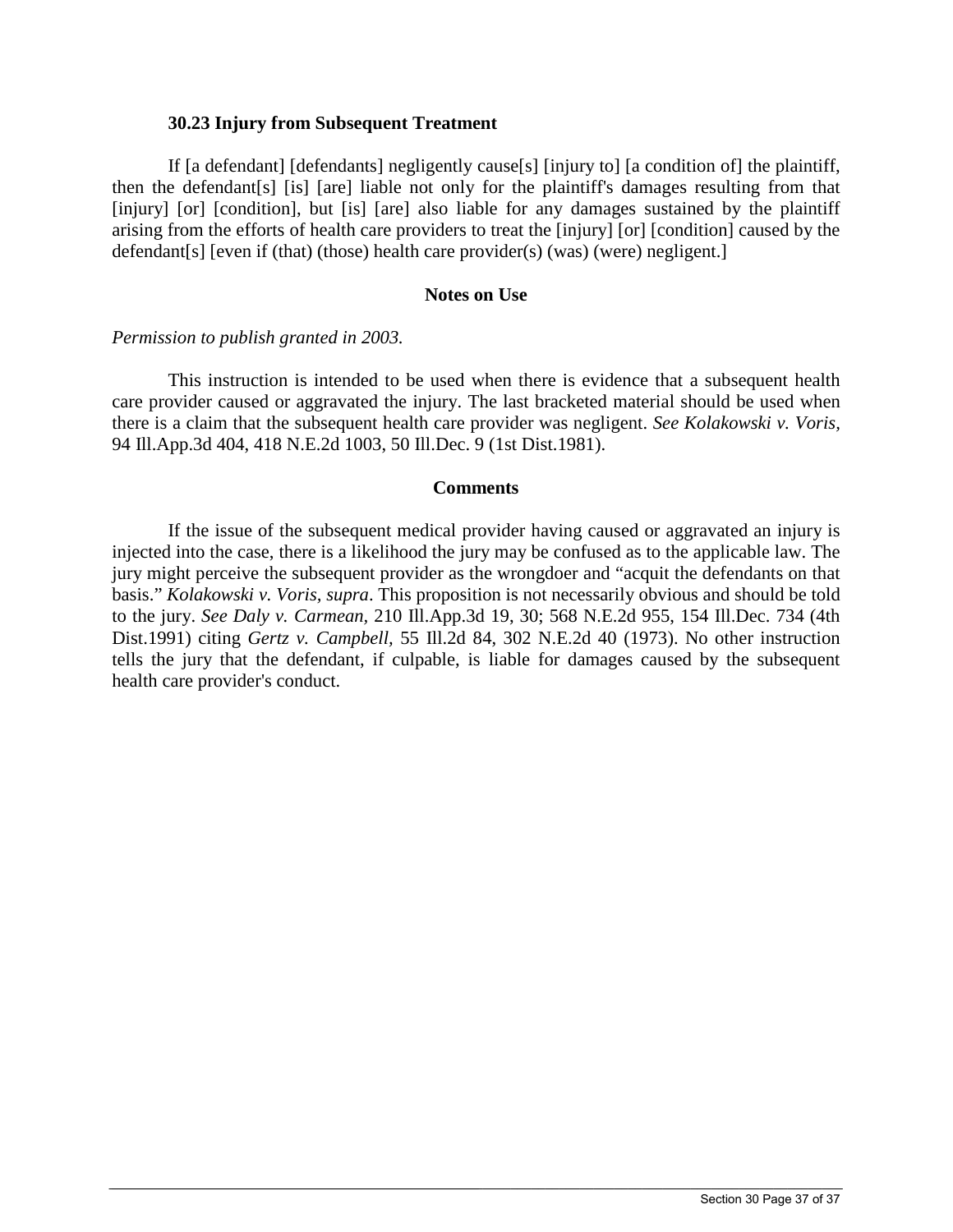### 30.23 Injury from Subsequent Treatment

If [a defendant] [defendants] negligently cause[s] [injury to] [a condition of] the plaintiff, then the defendant[s] [is] [are] liable not only for the plaintiff's damages resulting from that [injury] [or] [condition], but [is] [are] also liable for any damages sustained by the plaintiff arising from the efforts of health care providers to treat the [injury] [or] [condition] caused by the defendant[s] [even if (that) (those) health care provider(s) (was) (were) negligent.]

#### Notes on Use

*Permission to publish granted in 2003.*

This instruction is intended to be used when there is evidence that a subsequent health care provider caused or aggravated the injury. The last bracketed material should be used when there is a claim that the subsequent health care provider was negligent. *See Kolakowski v. Voris,* 94 Ill.App.3d 404, 418 N.E.2d 1003, 50 Ill.Dec. 9 (1st Dist.1981).

#### Comments

If the issue of the subsequent medical provider having caused or aggravated an injury is injected into the case, there is a likelihood the jury may be confused as to the applicable law. The jury might perceive the subsequent provider as the wrongdoer and "acquit the defendants on that basis." *Kolakowski v. Voris, supra*. This proposition is not necessarily obvious and should be told to the jury. *See Daly v. Carmean*, 210 Ill.App.3d 19, 30; 568 N.E.2d 955, 154 Ill.Dec. 734 (4th Dist.1991) citing *Gertz v. Campbell*, 55 Ill.2d 84, 302 N.E.2d 40 (1973). No other instruction tells the jury that the defendant, if culpable, is liable for damages caused by the subsequent health care provider's conduct.